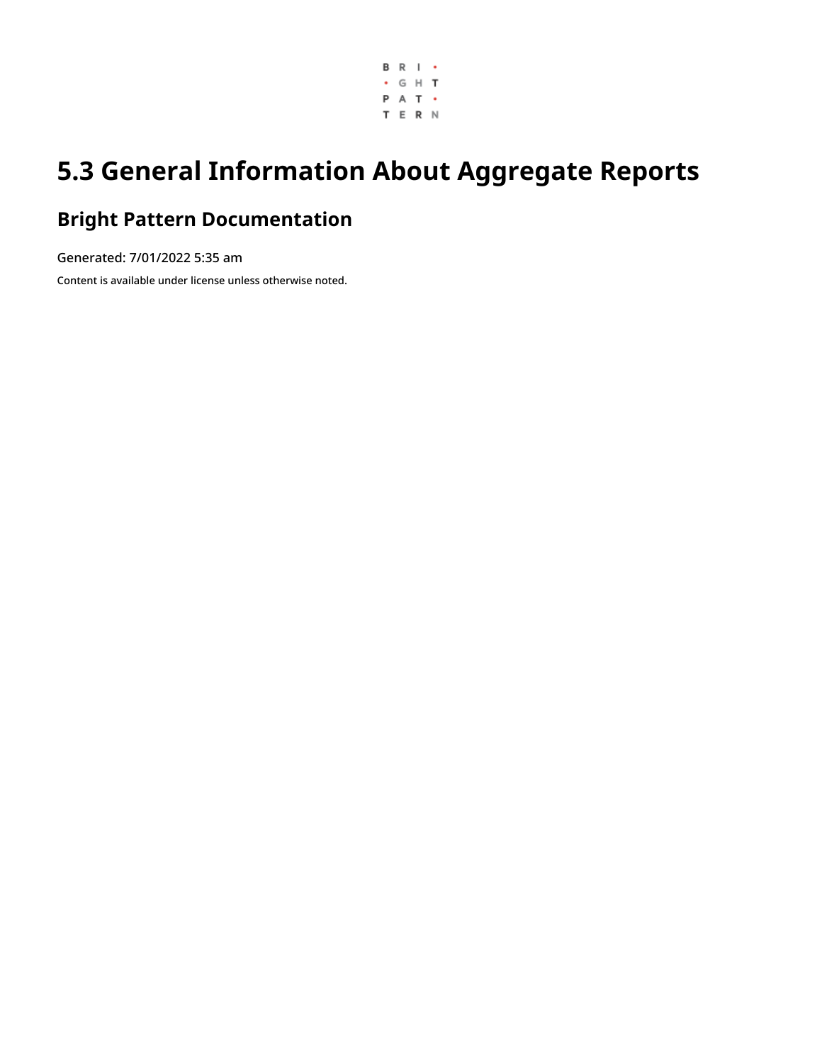# 5.3 General Information About Aggregate Reports

## Bright Pattern Documentation

Generated: 7/01/2022 5:35 am

Content is available under license unless otherwise noted.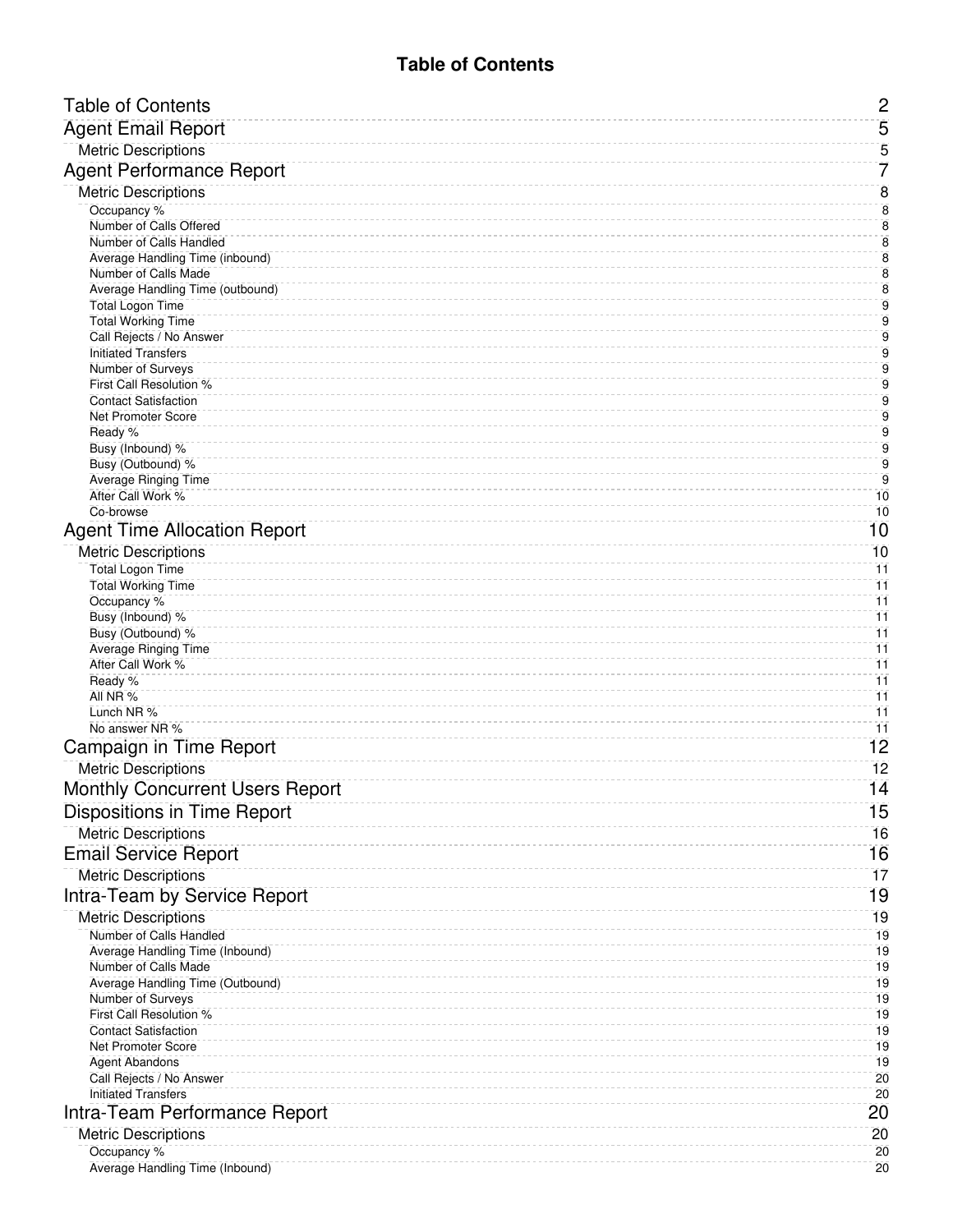# Table of Contents

| | |
|---|---|
| Table of Contents | 2 |
| Agent Email Report | 5 |
| Metric Descriptions | 5 |
| Agent Performance Report | 7 |
| Metric Descriptions | 8 |
| Occupancy % | 8 |
| Number of Calls Offered | 8 |
| Number of Calls Handled | 8 |
| Average Handling Time (inbound) | 8 |
| Number of Calls Made | 8 |
| Average Handling Time (outbound) | 8 |
| Total Logon Time | 9 |
| Total Working Time | 9 |
| Call Rejects / No Answer | 9 |
| Initiated Transfers | 9 |
| Number of Surveys | 9 |
| First Call Resolution % | 9 |
| Contact Satisfaction | 9 |
| Net Promoter Score | 9 |
| Ready % | 9 |
| Busy (Inbound) % | 9 |
| Busy (Outbound) % | 9 |
| Average Ringing Time | 9 |
| After Call Work % | 10 |
| Co-browse | 10 |
| Agent Time Allocation Report | 10 |
| Metric Descriptions | 10 |
| Total Logon Time | 11 |
| Total Working Time | 11 |
| Occupancy % | 11 |
| Busy (Inbound) % | 11 |
| Busy (Outbound) % | 11 |
| Average Ringing Time | 11 |
| After Call Work % | 11 |
| Ready % | 11 |
| All NR % | 11 |
| Lunch NR % | 11 |
| No answer NR % | 11 |
| Campaign in Time Report | 12 |
| Metric Descriptions | 12 |
| Monthly Concurrent Users Report | 14 |
| Dispositions in Time Report | 15 |
| Metric Descriptions | 16 |
| Email Service Report | 16 |
| Metric Descriptions | 17 |
| Intra-Team by Service Report | 19 |
| Metric Descriptions | 19 |
| Number of Calls Handled | 19 |
| Average Handling Time (Inbound) | 19 |
| Number of Calls Made | 19 |
| Average Handling Time (Outbound) | 19 |
| Number of Surveys | 19 |
| First Call Resolution % | 19 |
| Contact Satisfaction | 19 |
| Net Promoter Score | 19 |
| Agent Abandons | 19 |
| Call Rejects / No Answer | 20 |
| Initiated Transfers | 20 |
| Intra-Team Performance Report | 20 |
| Metric Descriptions | 20 |
| Occupancy % | 20 |
| Average Handling Time (Inbound) | 20 |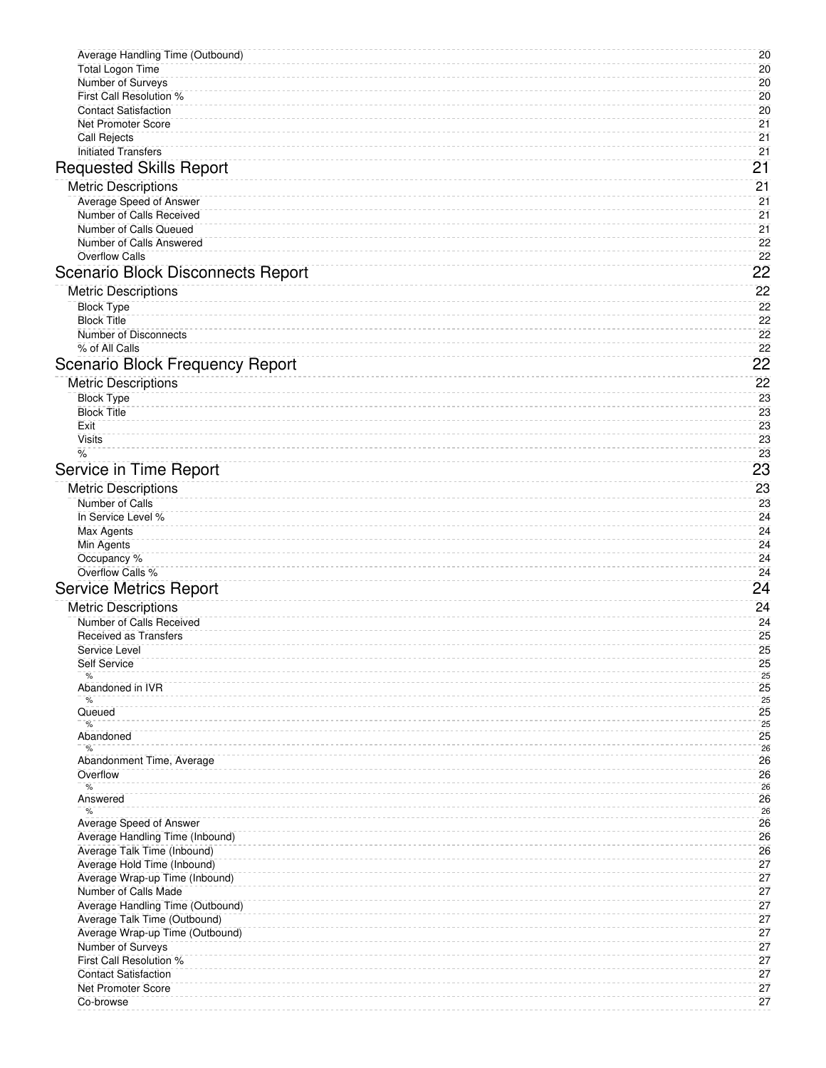Average Handling Time (Outbound) 20
Total Logon Time 20
Number of Surveys 20
First Call Resolution % 20
Contact Satisfaction 20
Net Promoter Score 21
Call Rejects 21
Initiated Transfers 21

# Requested Skills Report 21

## Metric Descriptions 21

Average Speed of Answer 21
Number of Calls Received 21
Number of Calls Queued 21
Number of Calls Answered 22
Overflow Calls 22

# Scenario Block Disconnects Report 22

## Metric Descriptions 22

Block Type 22
Block Title 22
Number of Disconnects 22
% of All Calls 22

# Scenario Block Frequency Report 22

## Metric Descriptions 22

Block Type 23
Block Title 23
Exit 23
Visits 23
% 23

# Service in Time Report 23

## Metric Descriptions 23

Number of Calls 23
In Service Level % 24
Max Agents 24
Min Agents 24
Occupancy % 24
Overflow Calls % 24

# Service Metrics Report 24

## Metric Descriptions 24

Number of Calls Received 24
Received as Transfers 25
Service Level 25
Self Service 25
% 25
Abandoned in IVR 25
% 25
Queued 25
% 25
Abandoned 25
% 26
Abandonment Time, Average 26
Overflow 26
% 26
Answered 26
% 26
Average Speed of Answer 26
Average Handling Time (Inbound) 26
Average Talk Time (Inbound) 26
Average Hold Time (Inbound) 27
Average Wrap-up Time (Inbound) 27
Number of Calls Made 27
Average Handling Time (Outbound) 27
Average Talk Time (Outbound) 27
Average Wrap-up Time (Outbound) 27
Number of Surveys 27
First Call Resolution % 27
Contact Satisfaction 27
Net Promoter Score 27
Co-browse 27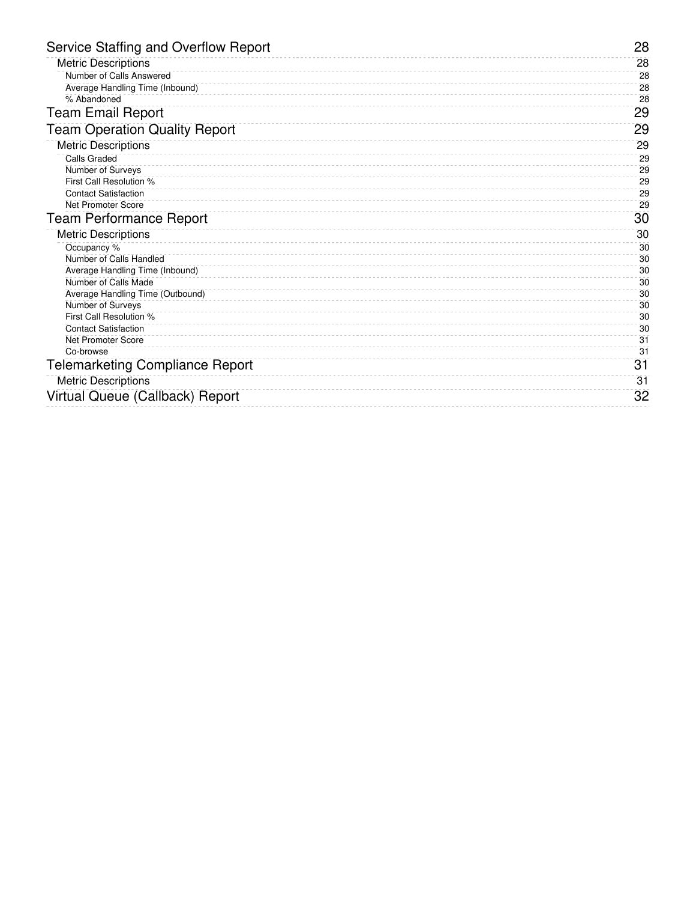- Service Staffing and Overflow Report ... 28
  - Metric Descriptions ... 28
    - Number of Calls Answered ... 28
    - Average Handling Time (Inbound) ... 28
    - % Abandoned ... 28
- Team Email Report ... 29
- Team Operation Quality Report ... 29
  - Metric Descriptions ... 29
    - Calls Graded ... 29
    - Number of Surveys ... 29
    - First Call Resolution % ... 29
    - Contact Satisfaction ... 29
    - Net Promoter Score ... 29
- Team Performance Report ... 30
  - Metric Descriptions ... 30
    - Occupancy % ... 30
    - Number of Calls Handled ... 30
    - Average Handling Time (Inbound) ... 30
    - Number of Calls Made ... 30
    - Average Handling Time (Outbound) ... 30
    - Number of Surveys ... 30
    - First Call Resolution % ... 30
    - Contact Satisfaction ... 30
    - Net Promoter Score ... 31
    - Co-browse ... 31
- Telemarketing Compliance Report ... 31
  - Metric Descriptions ... 31
- Virtual Queue (Callback) Report ... 32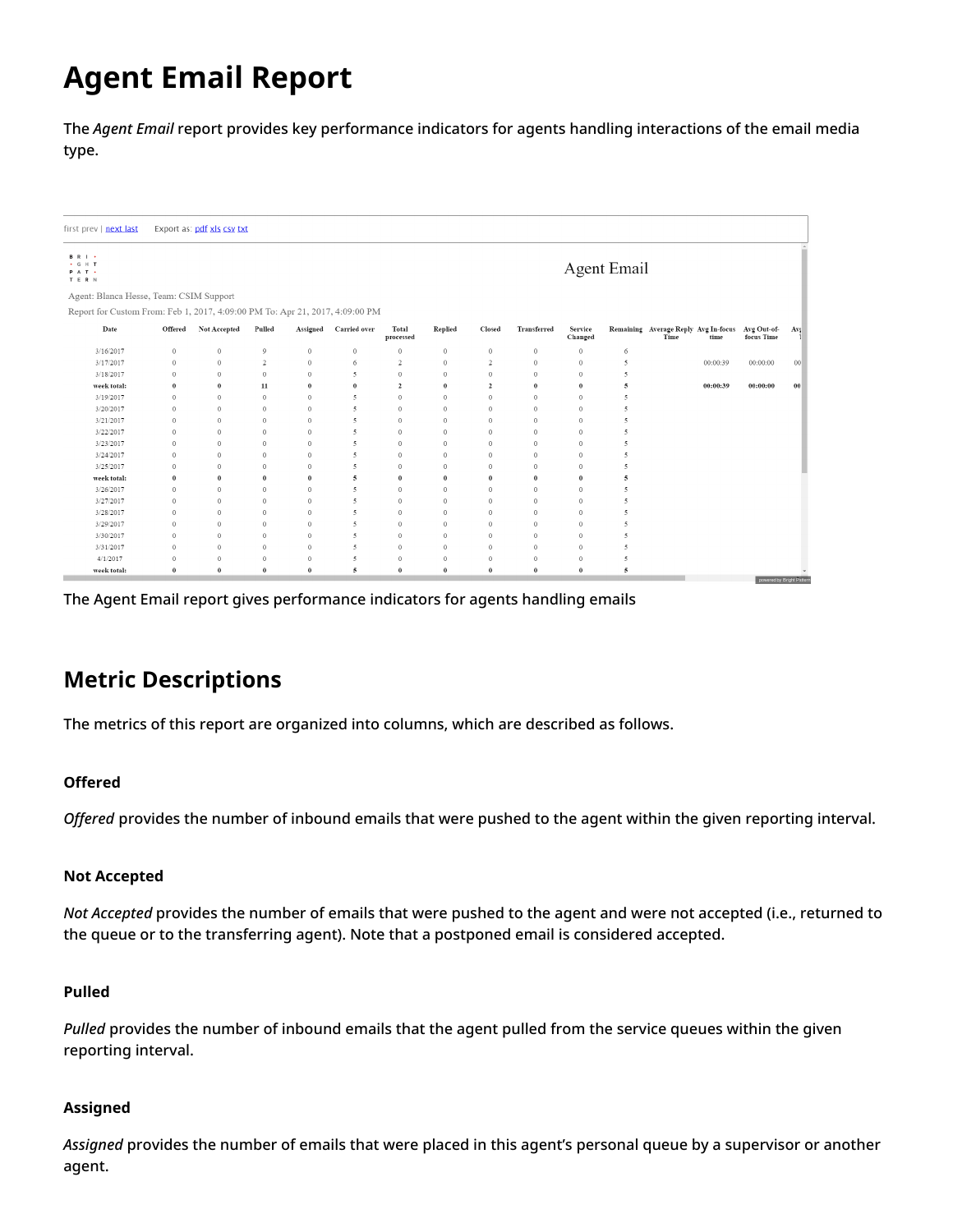# Agent Email Report

The *Agent Email* report provides key performance indicators for agents handling interactions of the email media type.

first prev | next last    Export as: pdf xls csv txt

Agent Email

Agent: Blanca Hesse, Team: CSIM Support

Report for Custom From: Feb 1, 2017, 4:09:00 PM To: Apr 21, 2017, 4:09:00 PM

| Date | Offered | Not Accepted | Pulled | Assigned | Carried over | Total processed | Replied | Closed | Transferred | Service Changed | Remaining | Average Reply Time | Avg In-focus time | Avg Out-of-focus Time | Avg |
|---|---|---|---|---|---|---|---|---|---|---|---|---|---|---|---|
| 3/16/2017 | 0 | 0 | 9 | 0 | 0 | 0 | 0 | 0 | 0 | 0 | 6 | | | | |
| 3/17/2017 | 0 | 0 | 2 | 0 | 6 | 2 | 0 | 2 | 0 | 0 | 5 | | 00:00:39 | 00:00:00 | 00 |
| 3/18/2017 | 0 | 0 | 0 | 0 | 5 | 0 | 0 | 0 | 0 | 0 | 5 | | | | |
| **week total:** | **0** | **0** | **11** | **0** | **0** | **2** | **0** | **2** | **0** | **0** | **5** | | **00:00:39** | **00:00:00** | **00** |
| 3/19/2017 | 0 | 0 | 0 | 0 | 5 | 0 | 0 | 0 | 0 | 0 | 5 | | | | |
| 3/20/2017 | 0 | 0 | 0 | 0 | 5 | 0 | 0 | 0 | 0 | 0 | 5 | | | | |
| 3/21/2017 | 0 | 0 | 0 | 0 | 5 | 0 | 0 | 0 | 0 | 0 | 5 | | | | |
| 3/22/2017 | 0 | 0 | 0 | 0 | 5 | 0 | 0 | 0 | 0 | 0 | 5 | | | | |
| 3/23/2017 | 0 | 0 | 0 | 0 | 5 | 0 | 0 | 0 | 0 | 0 | 5 | | | | |
| 3/24/2017 | 0 | 0 | 0 | 0 | 5 | 0 | 0 | 0 | 0 | 0 | 5 | | | | |
| 3/25/2017 | 0 | 0 | 0 | 0 | 5 | 0 | 0 | 0 | 0 | 0 | 5 | | | | |
| **week total:** | **0** | **0** | **0** | **0** | **5** | **0** | **0** | **0** | **0** | **0** | **5** | | | | |
| 3/26/2017 | 0 | 0 | 0 | 0 | 5 | 0 | 0 | 0 | 0 | 0 | 5 | | | | |
| 3/27/2017 | 0 | 0 | 0 | 0 | 5 | 0 | 0 | 0 | 0 | 0 | 5 | | | | |
| 3/28/2017 | 0 | 0 | 0 | 0 | 5 | 0 | 0 | 0 | 0 | 0 | 5 | | | | |
| 3/29/2017 | 0 | 0 | 0 | 0 | 5 | 0 | 0 | 0 | 0 | 0 | 5 | | | | |
| 3/30/2017 | 0 | 0 | 0 | 0 | 5 | 0 | 0 | 0 | 0 | 0 | 5 | | | | |
| 3/31/2017 | 0 | 0 | 0 | 0 | 5 | 0 | 0 | 0 | 0 | 0 | 5 | | | | |
| 4/1/2017 | 0 | 0 | 0 | 0 | 5 | 0 | 0 | 0 | 0 | 0 | 5 | | | | |
| **week total:** | **0** | **0** | **0** | **0** | **5** | **0** | **0** | **0** | **0** | **0** | **5** | | | | |

The Agent Email report gives performance indicators for agents handling emails

## Metric Descriptions

The metrics of this report are organized into columns, which are described as follows.

### Offered

*Offered* provides the number of inbound emails that were pushed to the agent within the given reporting interval.

### Not Accepted

*Not Accepted* provides the number of emails that were pushed to the agent and were not accepted (i.e., returned to the queue or to the transferring agent). Note that a postponed email is considered accepted.

### Pulled

*Pulled* provides the number of inbound emails that the agent pulled from the service queues within the given reporting interval.

### Assigned

*Assigned* provides the number of emails that were placed in this agent's personal queue by a supervisor or another agent.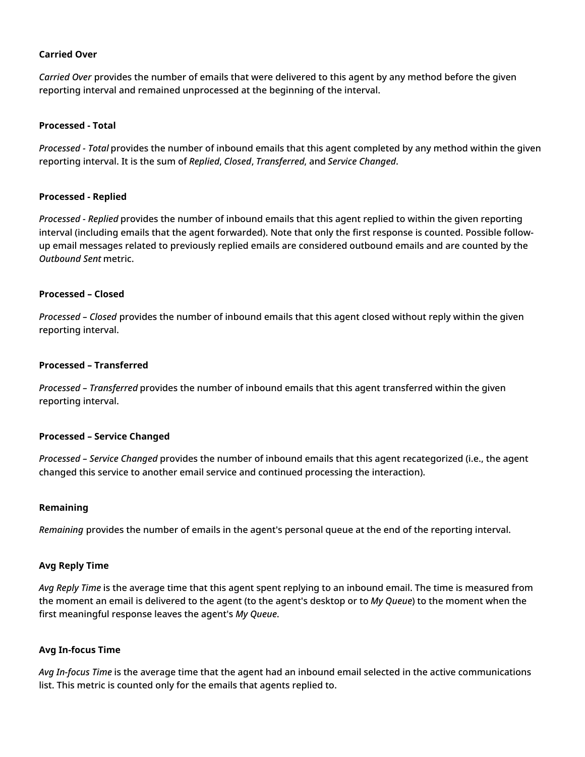**Carried Over**

*Carried Over* provides the number of emails that were delivered to this agent by any method before the given reporting interval and remained unprocessed at the beginning of the interval.

**Processed - Total**

*Processed - Total* provides the number of inbound emails that this agent completed by any method within the given reporting interval. It is the sum of *Replied*, *Closed*, *Transferred*, and *Service Changed*.

**Processed - Replied**

*Processed - Replied* provides the number of inbound emails that this agent replied to within the given reporting interval (including emails that the agent forwarded). Note that only the first response is counted. Possible follow-up email messages related to previously replied emails are considered outbound emails and are counted by the *Outbound Sent* metric.

**Processed – Closed**

*Processed – Closed* provides the number of inbound emails that this agent closed without reply within the given reporting interval.

**Processed – Transferred**

*Processed – Transferred* provides the number of inbound emails that this agent transferred within the given reporting interval.

**Processed – Service Changed**

*Processed – Service Changed* provides the number of inbound emails that this agent recategorized (i.e., the agent changed this service to another email service and continued processing the interaction).

**Remaining**

*Remaining* provides the number of emails in the agent's personal queue at the end of the reporting interval.

**Avg Reply Time**

*Avg Reply Time* is the average time that this agent spent replying to an inbound email. The time is measured from the moment an email is delivered to the agent (to the agent's desktop or to *My Queue*) to the moment when the first meaningful response leaves the agent's *My Queue*.

**Avg In-focus Time**

*Avg In-focus Time* is the average time that the agent had an inbound email selected in the active communications list. This metric is counted only for the emails that agents replied to.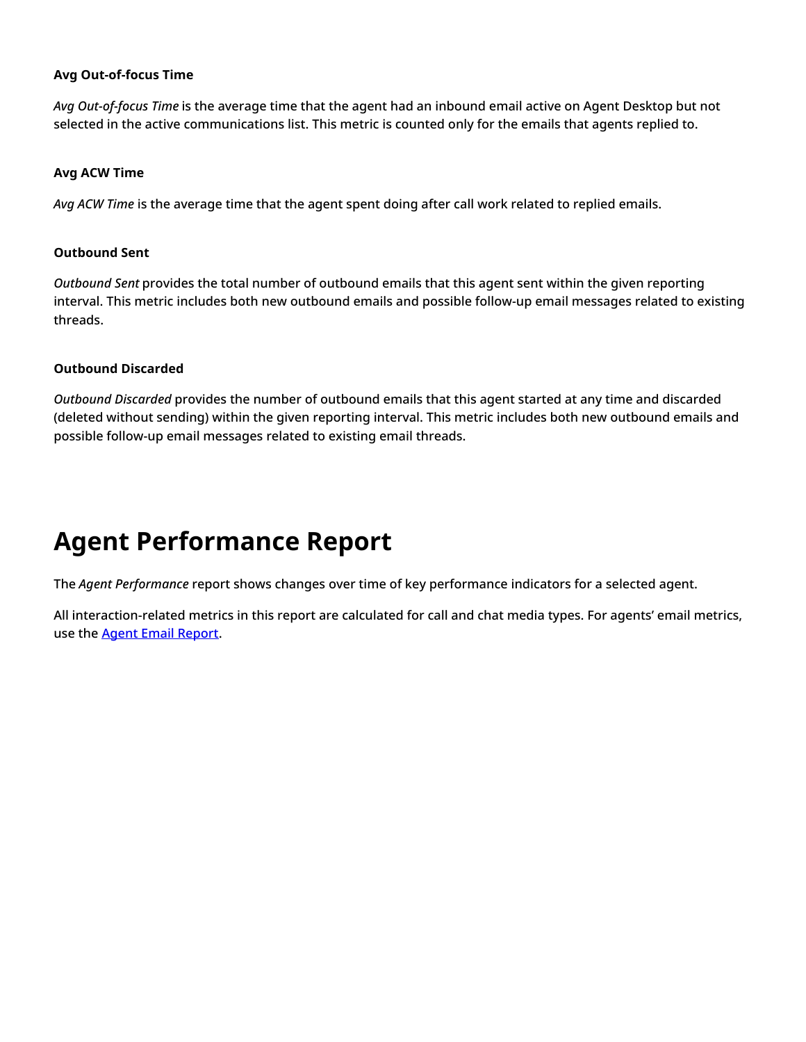#### Avg Out-of-focus Time

*Avg Out-of-focus Time* is the average time that the agent had an inbound email active on Agent Desktop but not selected in the active communications list. This metric is counted only for the emails that agents replied to.

#### Avg ACW Time

*Avg ACW Time* is the average time that the agent spent doing after call work related to replied emails.

#### Outbound Sent

*Outbound Sent* provides the total number of outbound emails that this agent sent within the given reporting interval. This metric includes both new outbound emails and possible follow-up email messages related to existing threads.

#### Outbound Discarded

*Outbound Discarded* provides the number of outbound emails that this agent started at any time and discarded (deleted without sending) within the given reporting interval. This metric includes both new outbound emails and possible follow-up email messages related to existing email threads.

# Agent Performance Report

The *Agent Performance* report shows changes over time of key performance indicators for a selected agent.

All interaction-related metrics in this report are calculated for call and chat media types. For agents' email metrics, use the Agent Email Report.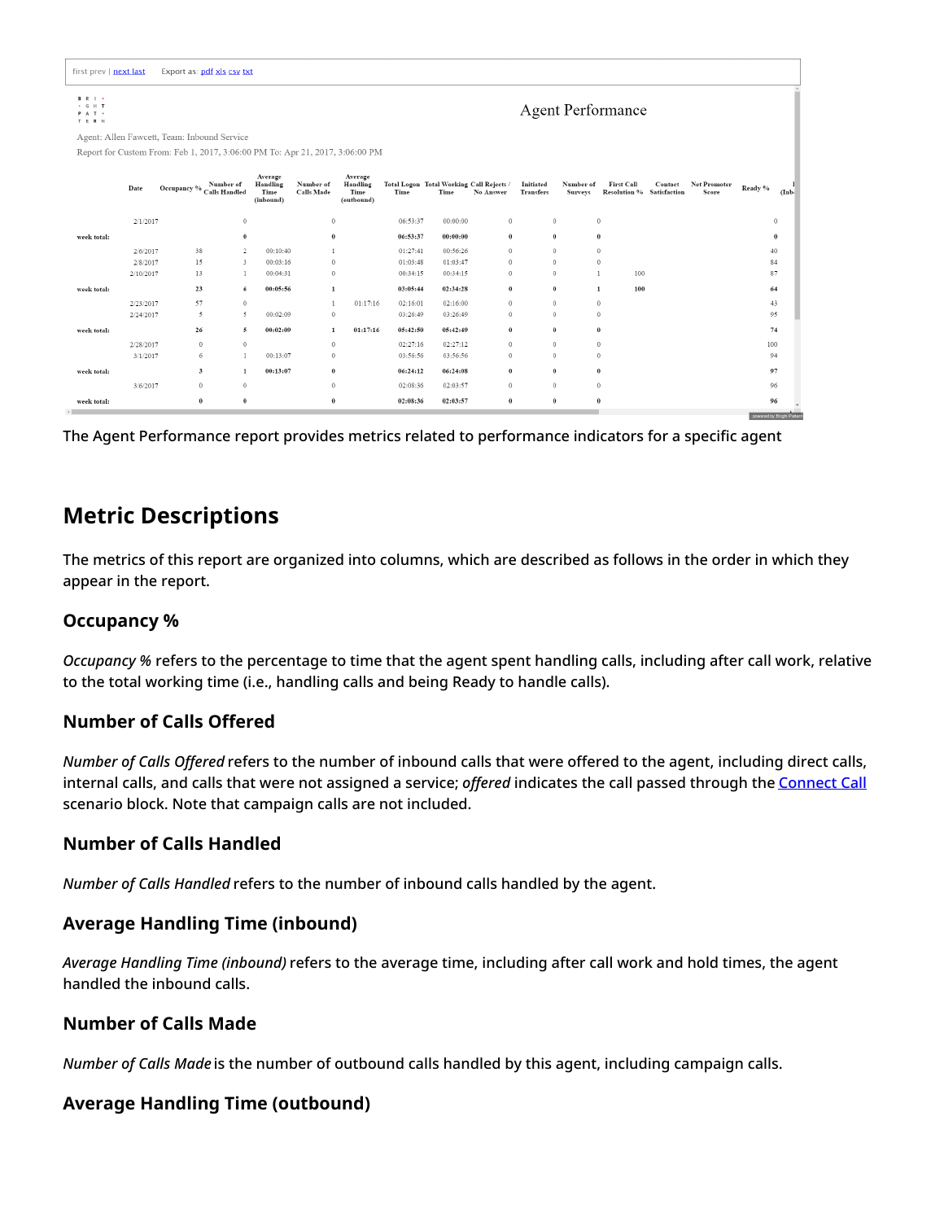The Agent Performance report provides metrics related to performance indicators for a specific agent

## Metric Descriptions

The metrics of this report are organized into columns, which are described as follows in the order in which they appear in the report.

### Occupancy %

*Occupancy %* refers to the percentage to time that the agent spent handling calls, including after call work, relative to the total working time (i.e., handling calls and being Ready to handle calls).

### Number of Calls Offered

*Number of Calls Offered* refers to the number of inbound calls that were offered to the agent, including direct calls, internal calls, and calls that were not assigned a service; *offered* indicates the call passed through the Connect Call scenario block. Note that campaign calls are not included.

### Number of Calls Handled

*Number of Calls Handled* refers to the number of inbound calls handled by the agent.

### Average Handling Time (inbound)

*Average Handling Time (inbound)* refers to the average time, including after call work and hold times, the agent handled the inbound calls.

### Number of Calls Made

*Number of Calls Made* is the number of outbound calls handled by this agent, including campaign calls.

### Average Handling Time (outbound)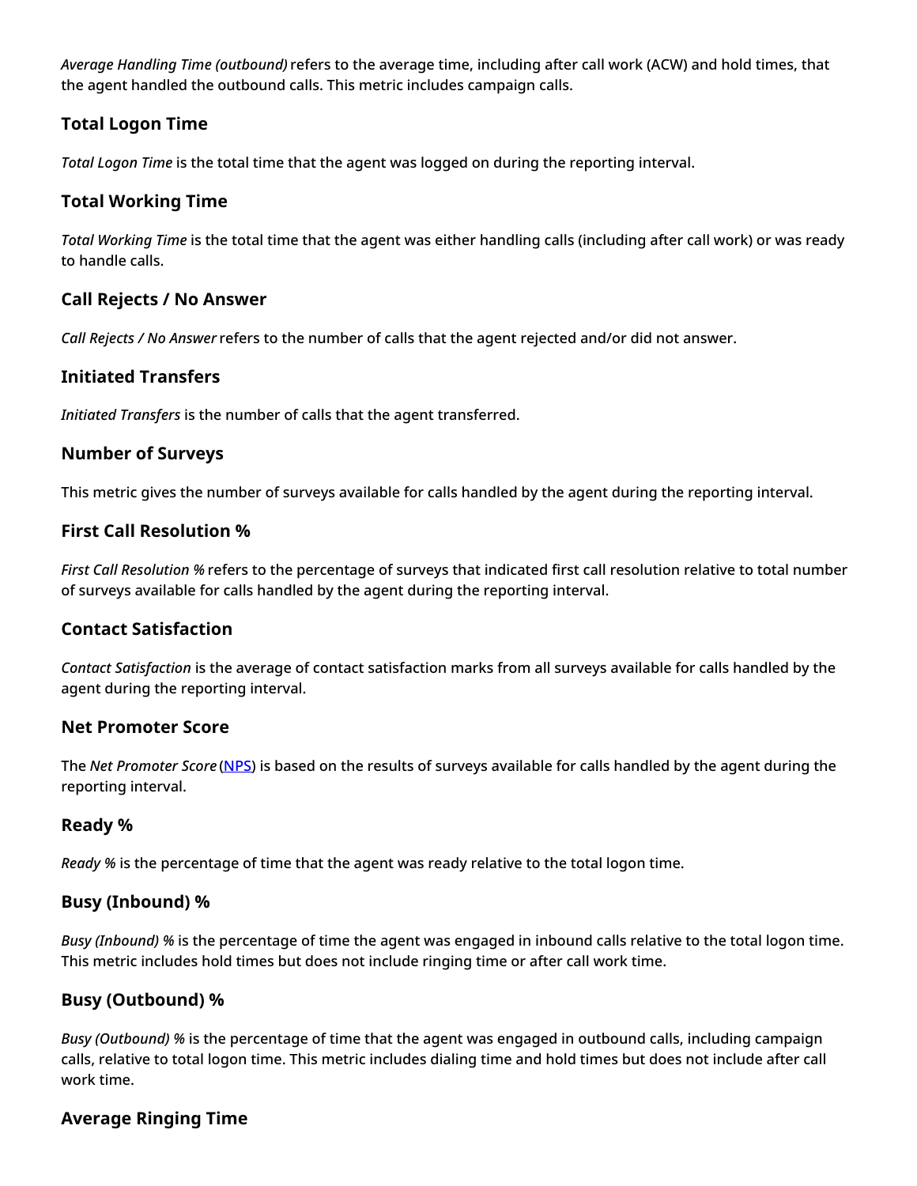*Average Handling Time (outbound)* refers to the average time, including after call work (ACW) and hold times, that the agent handled the outbound calls. This metric includes campaign calls.

### Total Logon Time

*Total Logon Time* is the total time that the agent was logged on during the reporting interval.

### Total Working Time

*Total Working Time* is the total time that the agent was either handling calls (including after call work) or was ready to handle calls.

### Call Rejects / No Answer

*Call Rejects / No Answer* refers to the number of calls that the agent rejected and/or did not answer.

### Initiated Transfers

*Initiated Transfers* is the number of calls that the agent transferred.

### Number of Surveys

This metric gives the number of surveys available for calls handled by the agent during the reporting interval.

### First Call Resolution %

*First Call Resolution %* refers to the percentage of surveys that indicated first call resolution relative to total number of surveys available for calls handled by the agent during the reporting interval.

### Contact Satisfaction

*Contact Satisfaction* is the average of contact satisfaction marks from all surveys available for calls handled by the agent during the reporting interval.

### Net Promoter Score

The *Net Promoter Score* (NPS) is based on the results of surveys available for calls handled by the agent during the reporting interval.

### Ready %

*Ready %* is the percentage of time that the agent was ready relative to the total logon time.

### Busy (Inbound) %

*Busy (Inbound) %* is the percentage of time the agent was engaged in inbound calls relative to the total logon time. This metric includes hold times but does not include ringing time or after call work time.

### Busy (Outbound) %

*Busy (Outbound) %* is the percentage of time that the agent was engaged in outbound calls, including campaign calls, relative to total logon time. This metric includes dialing time and hold times but does not include after call work time.

### Average Ringing Time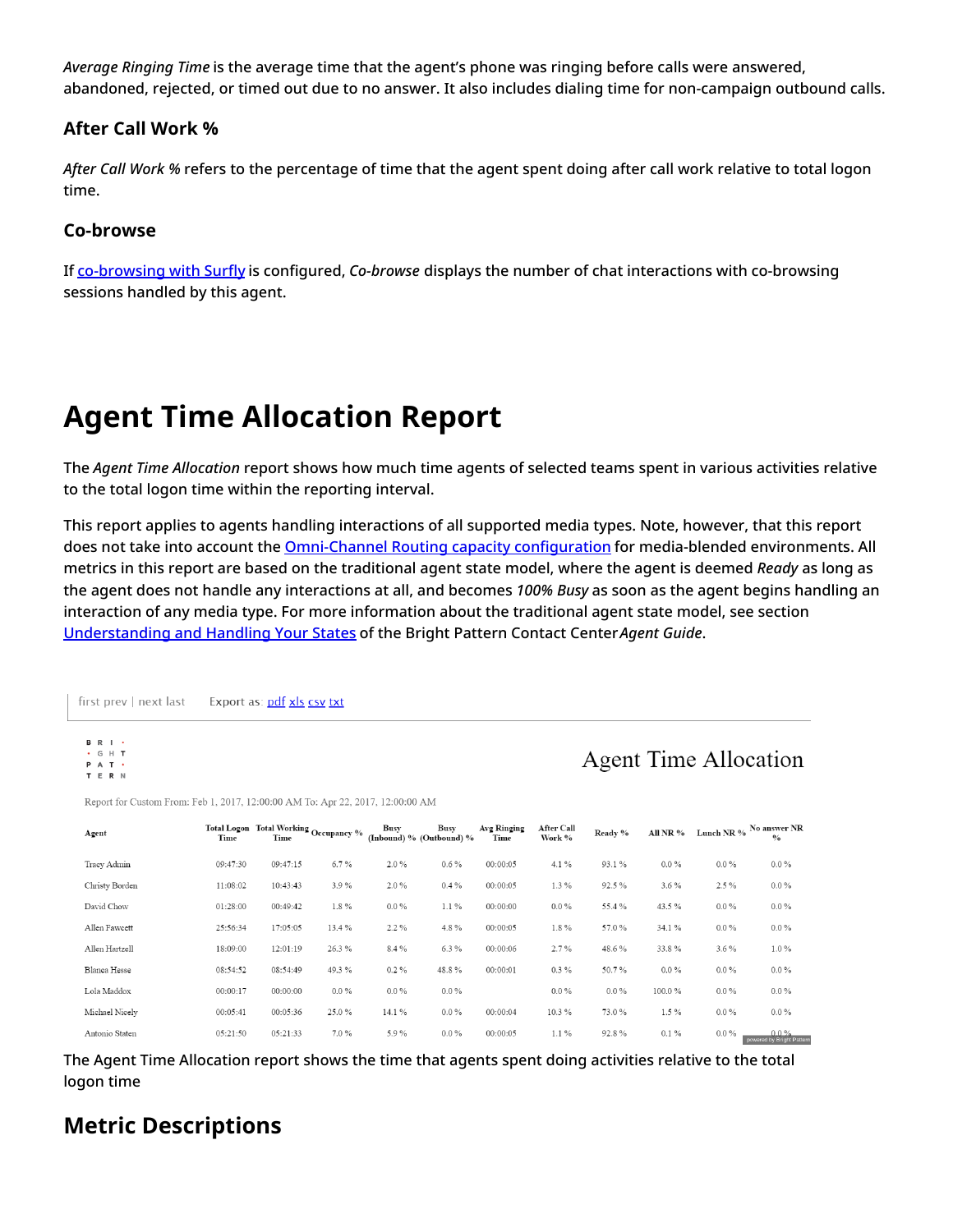*Average Ringing Time* is the average time that the agent's phone was ringing before calls were answered, abandoned, rejected, or timed out due to no answer. It also includes dialing time for non-campaign outbound calls.

### After Call Work %

*After Call Work %* refers to the percentage of time that the agent spent doing after call work relative to total logon time.

### Co-browse

If co-browsing with Surfly is configured, *Co-browse* displays the number of chat interactions with co-browsing sessions handled by this agent.

# Agent Time Allocation Report

The *Agent Time Allocation* report shows how much time agents of selected teams spent in various activities relative to the total logon time within the reporting interval.

This report applies to agents handling interactions of all supported media types. Note, however, that this report does not take into account the Omni-Channel Routing capacity configuration for media-blended environments. All metrics in this report are based on the traditional agent state model, where the agent is deemed *Ready* as long as the agent does not handle any interactions at all, and becomes *100% Busy* as soon as the agent begins handling an interaction of any media type. For more information about the traditional agent state model, see section Understanding and Handling Your States of the Bright Pattern Contact Center *Agent Guide*.

first prev | next last     Export as: pdf xls csv txt

Agent Time Allocation

Report for Custom From: Feb 1, 2017, 12:00:00 AM To: Apr 22, 2017, 12:00:00 AM

| Agent | Total Logon Time | Total Working Time | Occupancy % | Busy (Inbound) % | Busy (Outbound) % | Avg Ringing Time | After Call Work % | Ready % | All NR % | Lunch NR % | No answer NR % |
|---|---|---|---|---|---|---|---|---|---|---|---|
| Tracy Admin | 09:47:30 | 09:47:15 | 6.7 % | 2.0 % | 0.6 % | 00:00:05 | 4.1 % | 93.1 % | 0.0 % | 0.0 % | 0.0 % |
| Christy Borden | 11:08:02 | 10:43:43 | 3.9 % | 2.0 % | 0.4 % | 00:00:05 | 1.3 % | 92.5 % | 3.6 % | 2.5 % | 0.0 % |
| David Chow | 01:28:00 | 00:49:42 | 1.8 % | 0.0 % | 1.1 % | 00:00:00 | 0.0 % | 55.4 % | 43.5 % | 0.0 % | 0.0 % |
| Allen Fawcett | 25:56:34 | 17:05:05 | 13.4 % | 2.2 % | 4.8 % | 00:00:05 | 1.8 % | 57.0 % | 34.1 % | 0.0 % | 0.0 % |
| Allen Hartzell | 18:09:00 | 12:01:19 | 26.3 % | 8.4 % | 6.3 % | 00:00:06 | 2.7 % | 48.6 % | 33.8 % | 3.6 % | 1.0 % |
| Blanca Hesse | 08:54:52 | 08:54:49 | 49.3 % | 0.2 % | 48.8 % | 00:00:01 | 0.3 % | 50.7 % | 0.0 % | 0.0 % | 0.0 % |
| Lola Maddox | 00:00:17 | 00:00:00 | 0.0 % | 0.0 % | 0.0 % | | 0.0 % | 0.0 % | 100.0 % | 0.0 % | 0.0 % |
| Michael Nicely | 00:05:41 | 00:05:36 | 25.0 % | 14.1 % | 0.0 % | 00:00:04 | 10.3 % | 73.0 % | 1.5 % | 0.0 % | 0.0 % |
| Antonio Staten | 05:21:50 | 05:21:33 | 7.0 % | 5.9 % | 0.0 % | 00:00:05 | 1.1 % | 92.8 % | 0.1 % | 0.0 % | 0.0 % |

The Agent Time Allocation report shows the time that agents spent doing activities relative to the total logon time

## Metric Descriptions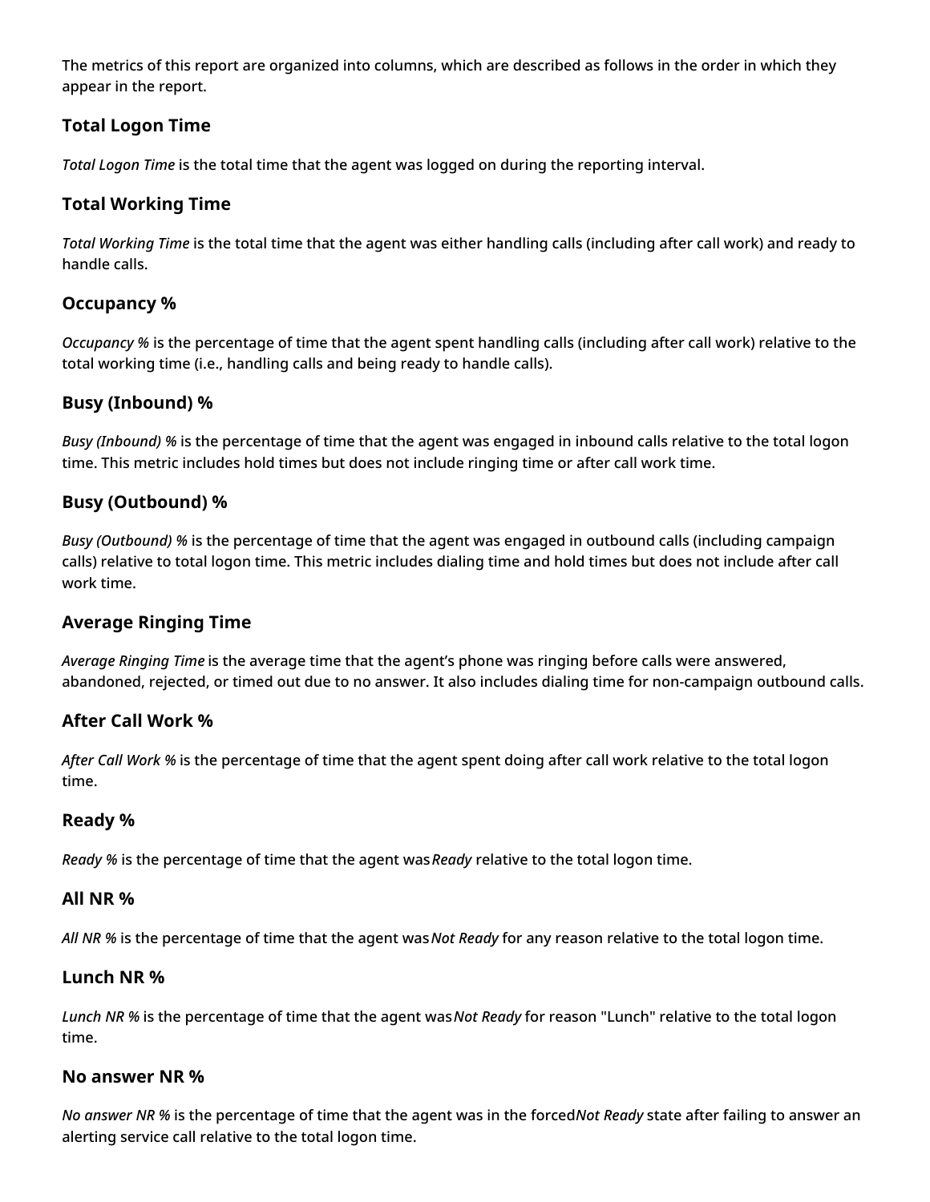The metrics of this report are organized into columns, which are described as follows in the order in which they appear in the report.

### Total Logon Time

*Total Logon Time* is the total time that the agent was logged on during the reporting interval.

### Total Working Time

*Total Working Time* is the total time that the agent was either handling calls (including after call work) and ready to handle calls.

### Occupancy %

*Occupancy %* is the percentage of time that the agent spent handling calls (including after call work) relative to the total working time (i.e., handling calls and being ready to handle calls).

### Busy (Inbound) %

*Busy (Inbound) %* is the percentage of time that the agent was engaged in inbound calls relative to the total logon time. This metric includes hold times but does not include ringing time or after call work time.

### Busy (Outbound) %

*Busy (Outbound) %* is the percentage of time that the agent was engaged in outbound calls (including campaign calls) relative to total logon time. This metric includes dialing time and hold times but does not include after call work time.

### Average Ringing Time

*Average Ringing Time* is the average time that the agent's phone was ringing before calls were answered, abandoned, rejected, or timed out due to no answer. It also includes dialing time for non-campaign outbound calls.

### After Call Work %

*After Call Work %* is the percentage of time that the agent spent doing after call work relative to the total logon time.

### Ready %

*Ready %* is the percentage of time that the agent was *Ready* relative to the total logon time.

### All NR %

*All NR %* is the percentage of time that the agent was *Not Ready* for any reason relative to the total logon time.

### Lunch NR %

*Lunch NR %* is the percentage of time that the agent was *Not Ready* for reason "Lunch" relative to the total logon time.

### No answer NR %

*No answer NR %* is the percentage of time that the agent was in the forced *Not Ready* state after failing to answer an alerting service call relative to the total logon time.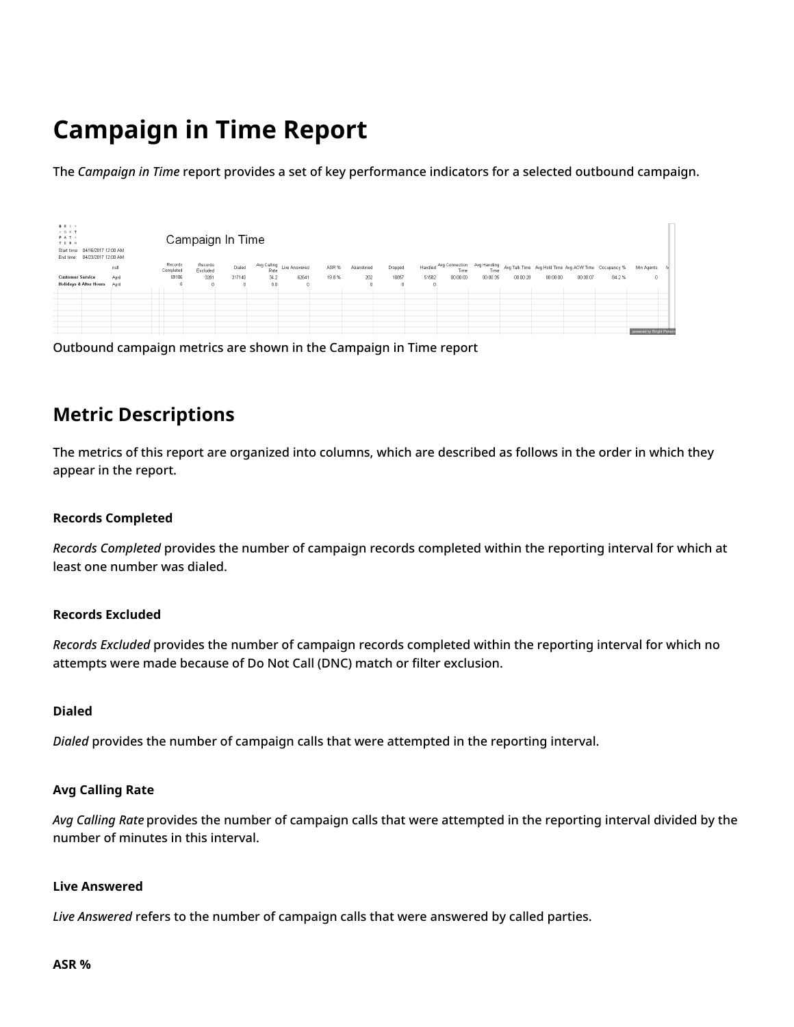# Campaign in Time Report

The *Campaign in Time* report provides a set of key performance indicators for a selected outbound campaign.

Outbound campaign metrics are shown in the Campaign in Time report

## Metric Descriptions

The metrics of this report are organized into columns, which are described as follows in the order in which they appear in the report.

#### Records Completed

*Records Completed* provides the number of campaign records completed within the reporting interval for which at least one number was dialed.

#### Records Excluded

*Records Excluded* provides the number of campaign records completed within the reporting interval for which no attempts were made because of Do Not Call (DNC) match or filter exclusion.

#### Dialed

*Dialed* provides the number of campaign calls that were attempted in the reporting interval.

#### Avg Calling Rate

*Avg Calling Rate* provides the number of campaign calls that were attempted in the reporting interval divided by the number of minutes in this interval.

#### Live Answered

*Live Answered* refers to the number of campaign calls that were answered by called parties.

#### ASR %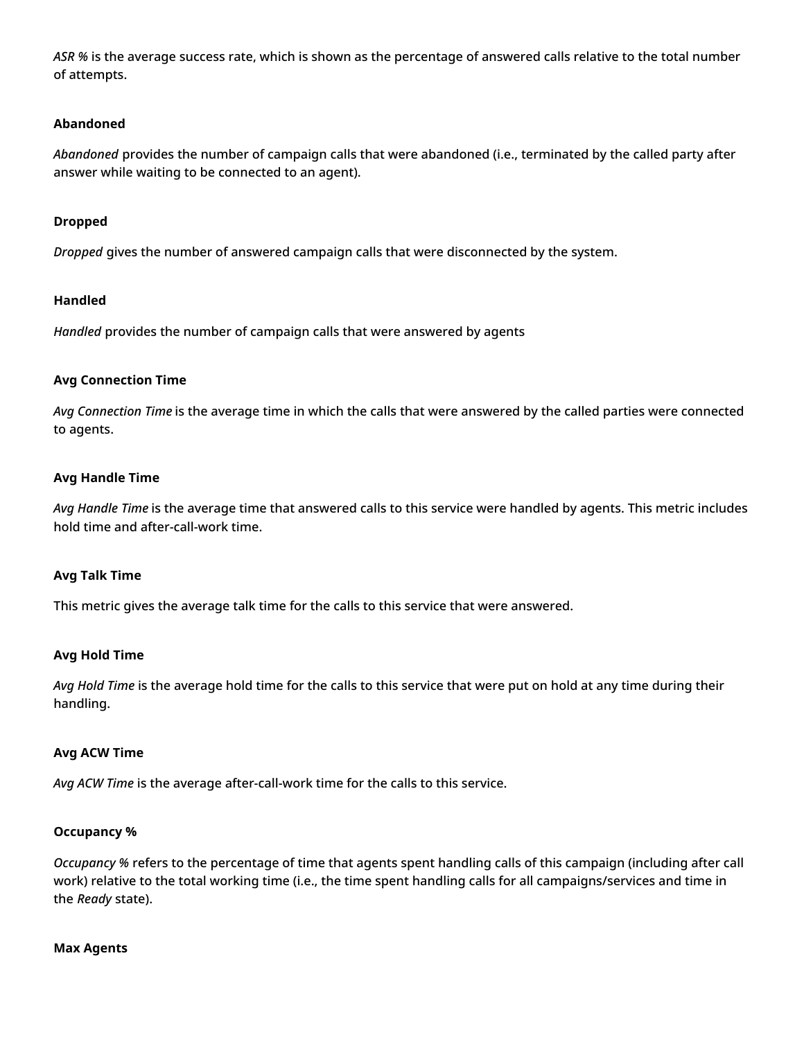*ASR %* is the average success rate, which is shown as the percentage of answered calls relative to the total number of attempts.

**Abandoned**

*Abandoned* provides the number of campaign calls that were abandoned (i.e., terminated by the called party after answer while waiting to be connected to an agent).

**Dropped**

*Dropped* gives the number of answered campaign calls that were disconnected by the system.

**Handled**

*Handled* provides the number of campaign calls that were answered by agents

**Avg Connection Time**

*Avg Connection Time* is the average time in which the calls that were answered by the called parties were connected to agents.

**Avg Handle Time**

*Avg Handle Time* is the average time that answered calls to this service were handled by agents. This metric includes hold time and after-call-work time.

**Avg Talk Time**

This metric gives the average talk time for the calls to this service that were answered.

**Avg Hold Time**

*Avg Hold Time* is the average hold time for the calls to this service that were put on hold at any time during their handling.

**Avg ACW Time**

*Avg ACW Time* is the average after-call-work time for the calls to this service.

**Occupancy %**

*Occupancy %* refers to the percentage of time that agents spent handling calls of this campaign (including after call work) relative to the total working time (i.e., the time spent handling calls for all campaigns/services and time in the *Ready* state).

**Max Agents**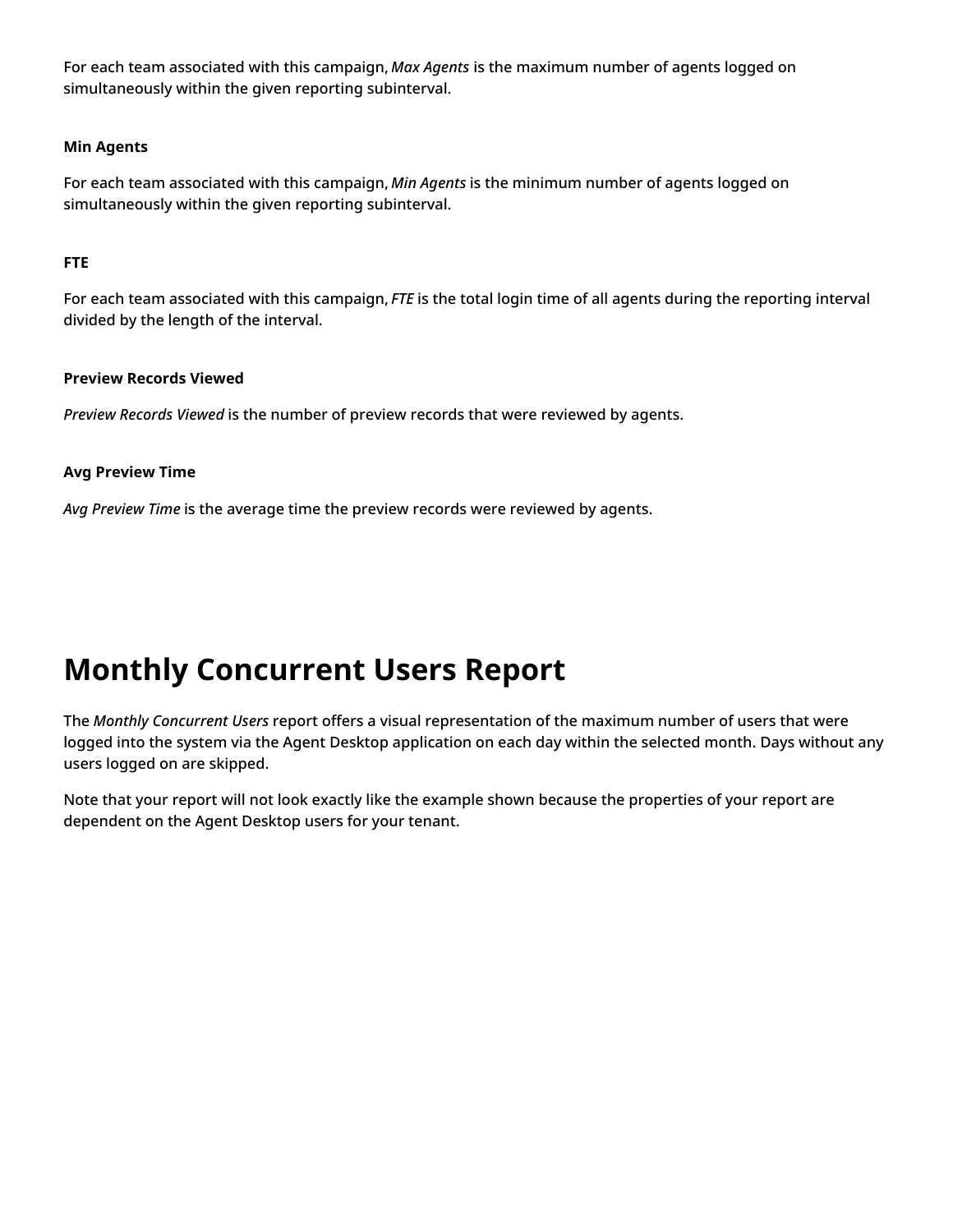For each team associated with this campaign, *Max Agents* is the maximum number of agents logged on simultaneously within the given reporting subinterval.

**Min Agents**

For each team associated with this campaign, *Min Agents* is the minimum number of agents logged on simultaneously within the given reporting subinterval.

**FTE**

For each team associated with this campaign, *FTE* is the total login time of all agents during the reporting interval divided by the length of the interval.

**Preview Records Viewed**

*Preview Records Viewed* is the number of preview records that were reviewed by agents.

**Avg Preview Time**

*Avg Preview Time* is the average time the preview records were reviewed by agents.

# Monthly Concurrent Users Report

The *Monthly Concurrent Users* report offers a visual representation of the maximum number of users that were logged into the system via the Agent Desktop application on each day within the selected month. Days without any users logged on are skipped.

Note that your report will not look exactly like the example shown because the properties of your report are dependent on the Agent Desktop users for your tenant.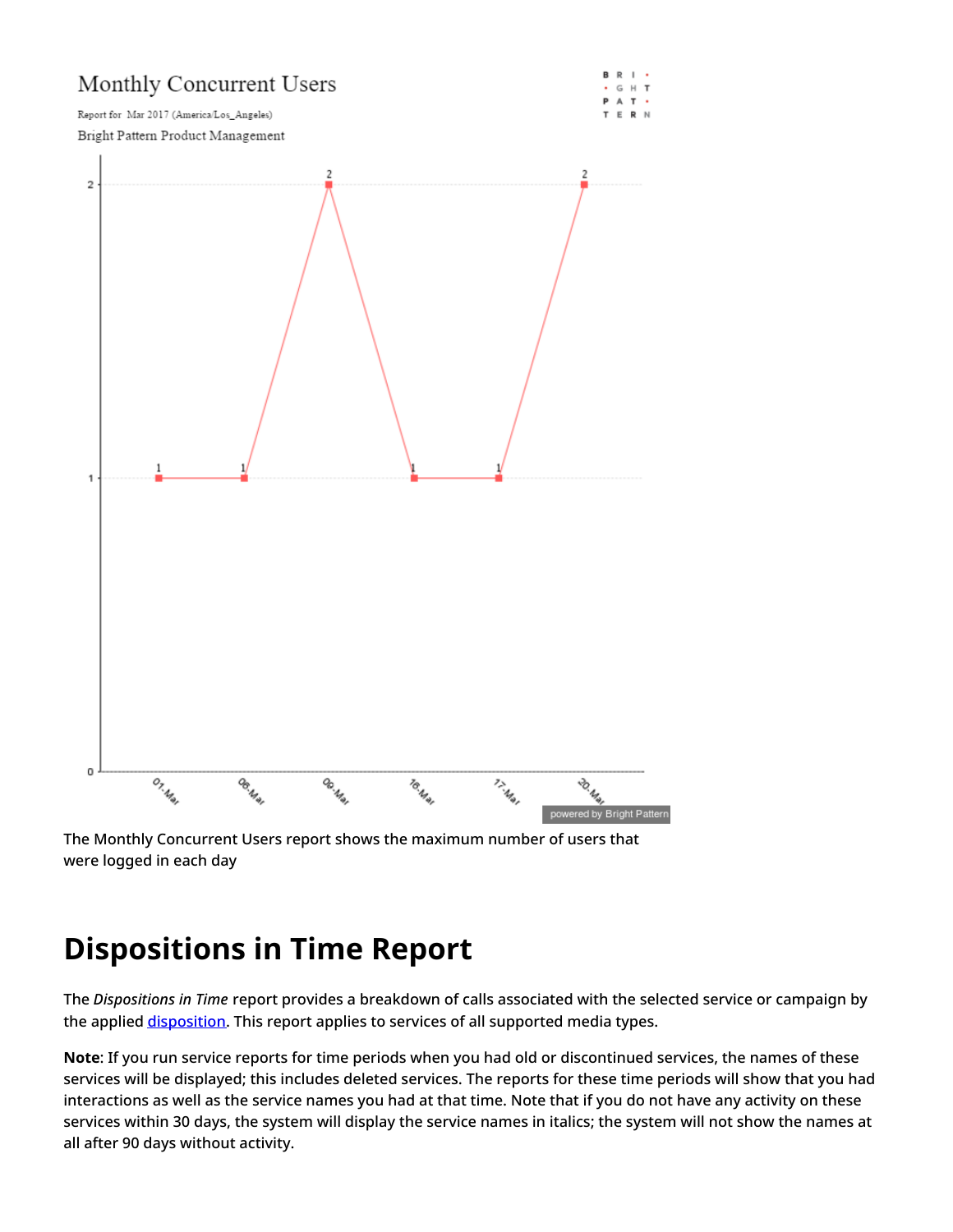The Monthly Concurrent Users report shows the maximum number of users that were logged in each day

# Dispositions in Time Report

The *Dispositions in Time* report provides a breakdown of calls associated with the selected service or campaign by the applied disposition. This report applies to services of all supported media types.

**Note**: If you run service reports for time periods when you had old or discontinued services, the names of these services will be displayed; this includes deleted services. The reports for these time periods will show that you had interactions as well as the service names you had at that time. Note that if you do not have any activity on these services within 30 days, the system will display the service names in italics; the system will not show the names at all after 90 days without activity.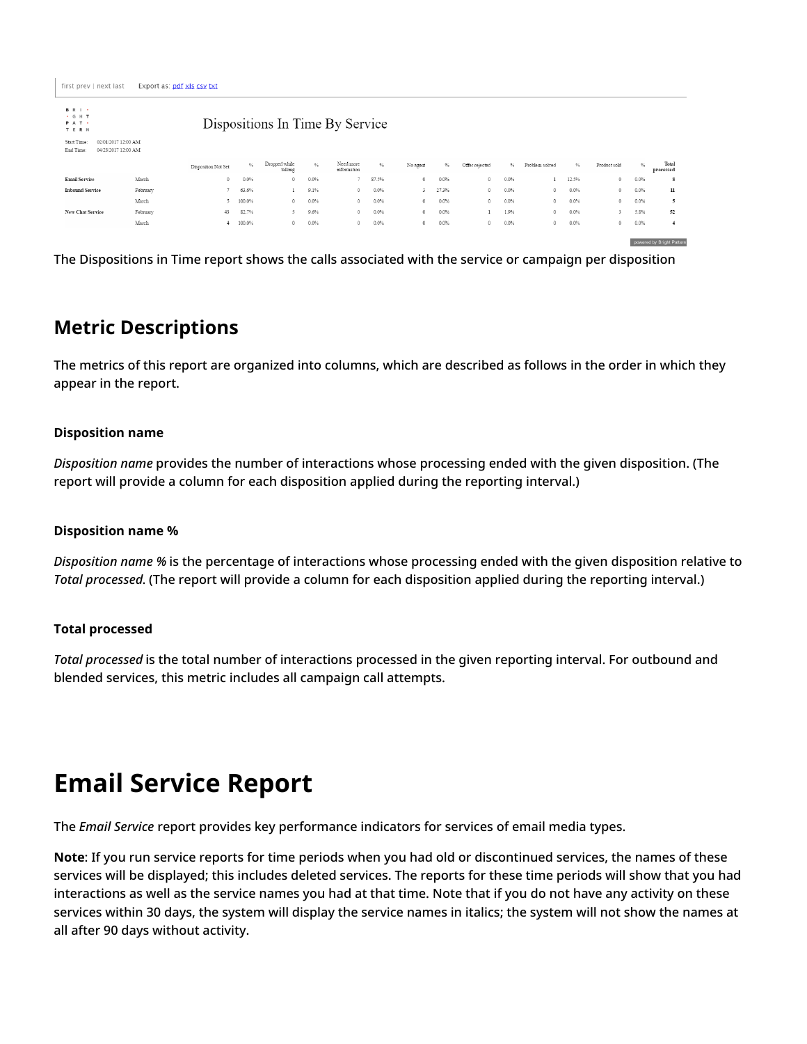first prev | next last    Export as: pdf xls csv txt

Dispositions In Time By Service

Start Time: 02/01/2017 12:00 AM
End Time: 04/28/2017 12:00 AM

| | | Disposition Not Set | % | Dropped while talking | % | Need more information | % | No agent | % | Offer rejected | % | Problem solved | % | Product sold | % | Total processed |
|---|---|---|---|---|---|---|---|---|---|---|---|---|---|---|---|---|
| Email Service | March | 0 | 0.0% | 0 | 0.0% | 7 | 87.5% | 0 | 0.0% | 0 | 0.0% | 1 | 12.5% | 0 | 0.0% | 8 |
| Inbound Service | February | 7 | 63.6% | 1 | 9.1% | 0 | 0.0% | 3 | 27.3% | 0 | 0.0% | 0 | 0.0% | 0 | 0.0% | 11 |
| | March | 5 | 100.0% | 0 | 0.0% | 0 | 0.0% | 0 | 0.0% | 0 | 0.0% | 0 | 0.0% | 0 | 0.0% | 5 |
| New Chat Service | February | 43 | 82.7% | 5 | 9.6% | 0 | 0.0% | 0 | 0.0% | 1 | 1.9% | 0 | 0.0% | 3 | 5.8% | 52 |
| | March | 4 | 100.0% | 0 | 0.0% | 0 | 0.0% | 0 | 0.0% | 0 | 0.0% | 0 | 0.0% | 0 | 0.0% | 4 |

powered by Bright Pattern

The Dispositions in Time report shows the calls associated with the service or campaign per disposition

## Metric Descriptions

The metrics of this report are organized into columns, which are described as follows in the order in which they appear in the report.

### Disposition name

*Disposition name* provides the number of interactions whose processing ended with the given disposition. (The report will provide a column for each disposition applied during the reporting interval.)

### Disposition name %

*Disposition name %* is the percentage of interactions whose processing ended with the given disposition relative to *Total processed*. (The report will provide a column for each disposition applied during the reporting interval.)

### Total processed

*Total processed* is the total number of interactions processed in the given reporting interval. For outbound and blended services, this metric includes all campaign call attempts.

# Email Service Report

The *Email Service* report provides key performance indicators for services of email media types.

**Note**: If you run service reports for time periods when you had old or discontinued services, the names of these services will be displayed; this includes deleted services. The reports for these time periods will show that you had interactions as well as the service names you had at that time. Note that if you do not have any activity on these services within 30 days, the system will display the service names in italics; the system will not show the names at all after 90 days without activity.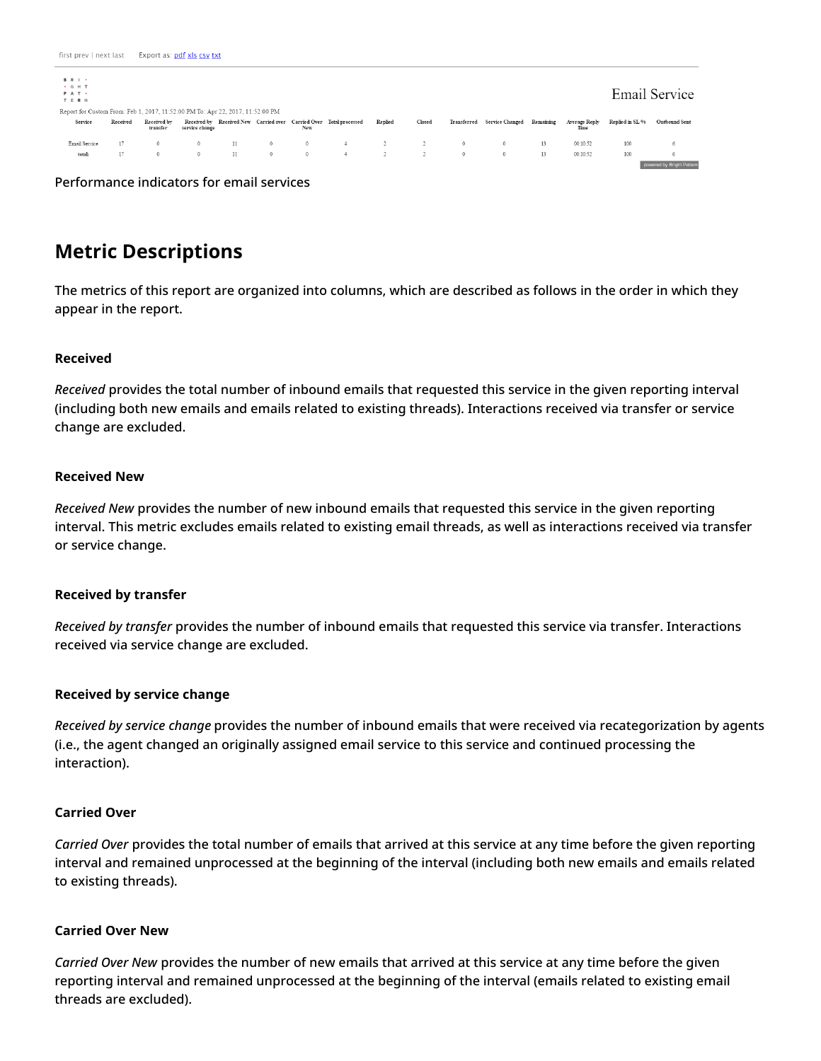first prev | next last Export as: pdf xls csv txt

Email Service

Report for Custom From: Feb 1, 2017, 11:52:00 PM To: Apr 22, 2017, 11:52:00 PM

| Service | Received | Received by transfer | Received by service change | Received New | Carried over | Carried Over New | Total processed | Replied | Closed | Transferred | Service Changed | Remaining | Average Reply Time | Replied in SL % | Outbound Sent |
|---|---|---|---|---|---|---|---|---|---|---|---|---|---|---|---|
| Email Service | 17 | 0 | 0 | 11 | 0 | 0 | 4 | 2 | 2 | 0 | 0 | 13 | 00:10:52 | 100 | 6 |
| total: | 17 | 0 | 0 | 11 | 0 | 0 | 4 | 2 | 2 | 0 | 0 | 13 | 00:10:52 | 100 | 6 |

powered by Bright Pattern

Performance indicators for email services

## Metric Descriptions

The metrics of this report are organized into columns, which are described as follows in the order in which they appear in the report.

### Received

*Received* provides the total number of inbound emails that requested this service in the given reporting interval (including both new emails and emails related to existing threads). Interactions received via transfer or service change are excluded.

### Received New

*Received New* provides the number of new inbound emails that requested this service in the given reporting interval. This metric excludes emails related to existing email threads, as well as interactions received via transfer or service change.

### Received by transfer

*Received by transfer* provides the number of inbound emails that requested this service via transfer. Interactions received via service change are excluded.

### Received by service change

*Received by service change* provides the number of inbound emails that were received via recategorization by agents (i.e., the agent changed an originally assigned email service to this service and continued processing the interaction).

### Carried Over

*Carried Over* provides the total number of emails that arrived at this service at any time before the given reporting interval and remained unprocessed at the beginning of the interval (including both new emails and emails related to existing threads).

### Carried Over New

*Carried Over New* provides the number of new emails that arrived at this service at any time before the given reporting interval and remained unprocessed at the beginning of the interval (emails related to existing email threads are excluded).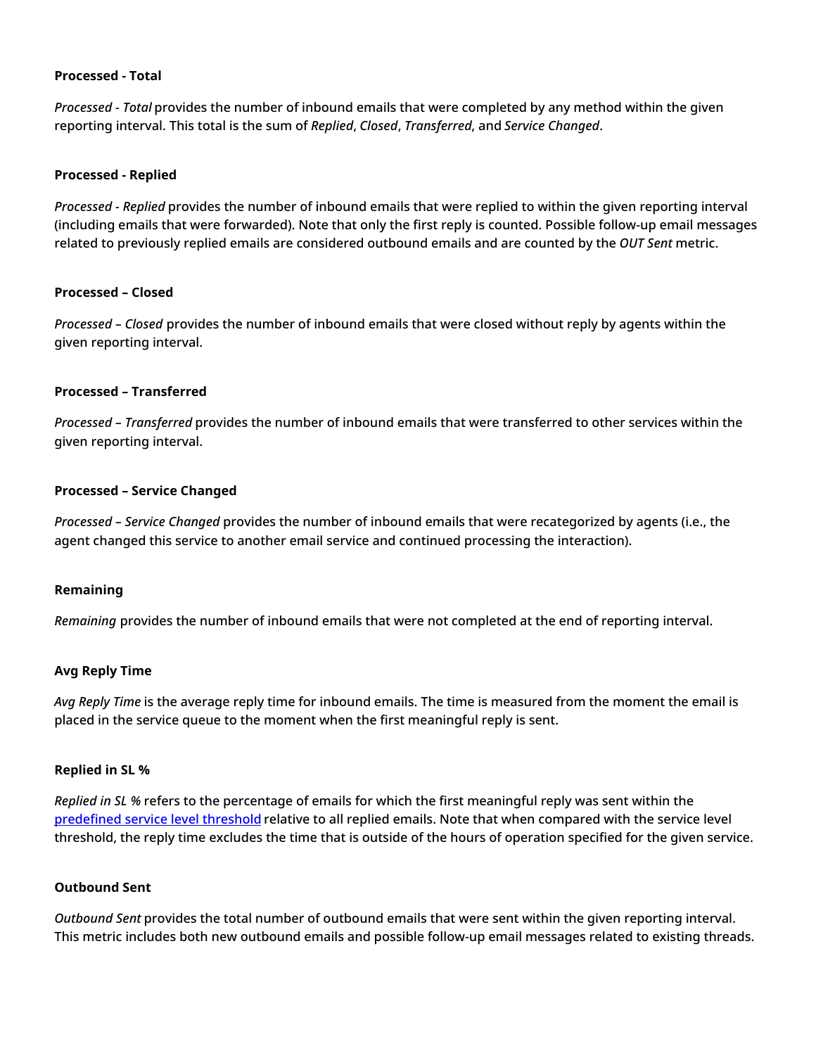**Processed - Total**

*Processed - Total* provides the number of inbound emails that were completed by any method within the given reporting interval. This total is the sum of *Replied*, *Closed*, *Transferred*, and *Service Changed*.

**Processed - Replied**

*Processed - Replied* provides the number of inbound emails that were replied to within the given reporting interval (including emails that were forwarded). Note that only the first reply is counted. Possible follow-up email messages related to previously replied emails are considered outbound emails and are counted by the *OUT Sent* metric.

**Processed – Closed**

*Processed – Closed* provides the number of inbound emails that were closed without reply by agents within the given reporting interval.

**Processed – Transferred**

*Processed – Transferred* provides the number of inbound emails that were transferred to other services within the given reporting interval.

**Processed – Service Changed**

*Processed – Service Changed* provides the number of inbound emails that were recategorized by agents (i.e., the agent changed this service to another email service and continued processing the interaction).

**Remaining**

*Remaining* provides the number of inbound emails that were not completed at the end of reporting interval.

**Avg Reply Time**

*Avg Reply Time* is the average reply time for inbound emails. The time is measured from the moment the email is placed in the service queue to the moment when the first meaningful reply is sent.

**Replied in SL %**

*Replied in SL %* refers to the percentage of emails for which the first meaningful reply was sent within the predefined service level threshold relative to all replied emails. Note that when compared with the service level threshold, the reply time excludes the time that is outside of the hours of operation specified for the given service.

**Outbound Sent**

*Outbound Sent* provides the total number of outbound emails that were sent within the given reporting interval. This metric includes both new outbound emails and possible follow-up email messages related to existing threads.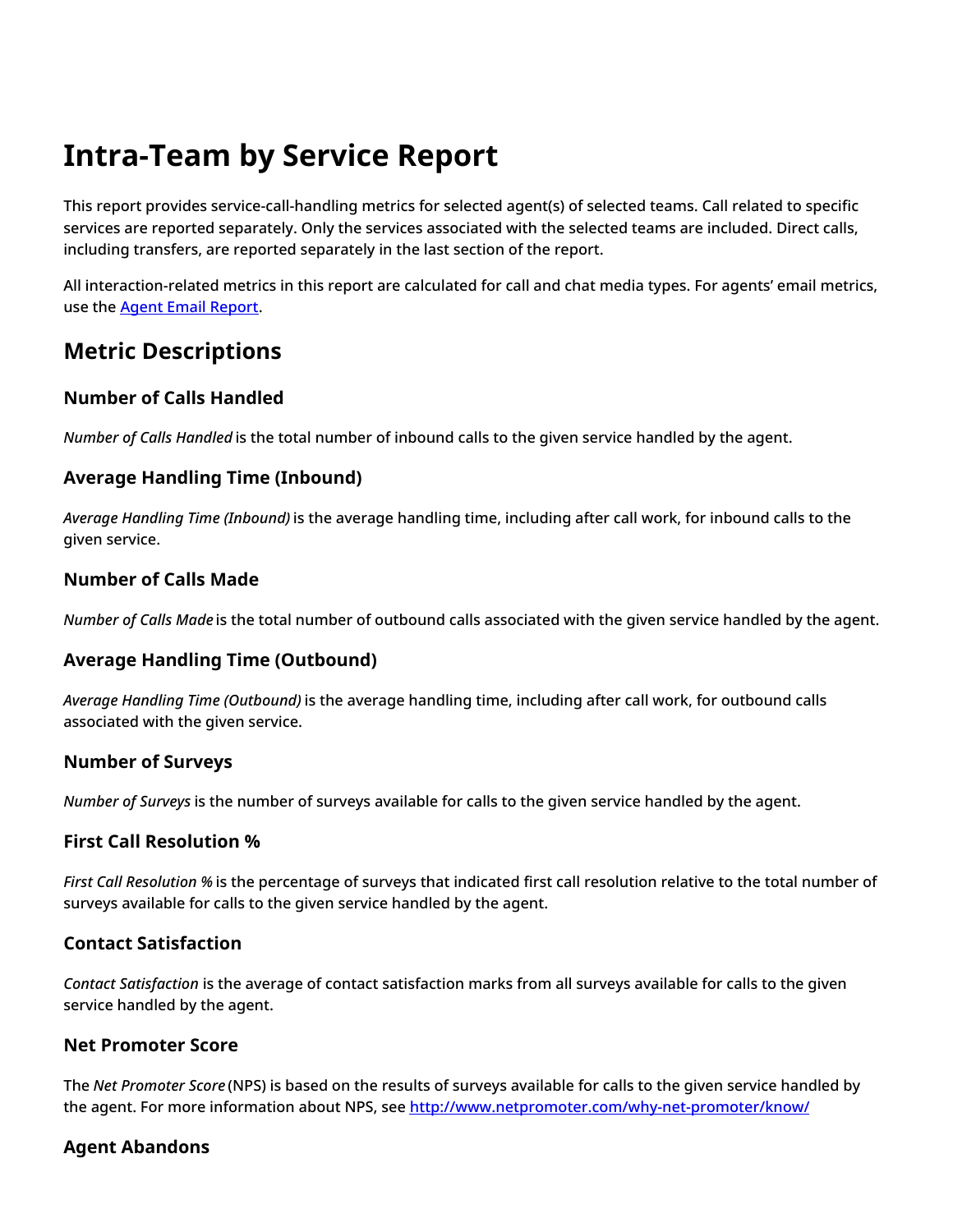# Intra-Team by Service Report

This report provides service-call-handling metrics for selected agent(s) of selected teams. Call related to specific services are reported separately. Only the services associated with the selected teams are included. Direct calls, including transfers, are reported separately in the last section of the report.

All interaction-related metrics in this report are calculated for call and chat media types. For agents' email metrics, use the [Agent Email Report](#).

## Metric Descriptions

### Number of Calls Handled

*Number of Calls Handled* is the total number of inbound calls to the given service handled by the agent.

### Average Handling Time (Inbound)

*Average Handling Time (Inbound)* is the average handling time, including after call work, for inbound calls to the given service.

### Number of Calls Made

*Number of Calls Made* is the total number of outbound calls associated with the given service handled by the agent.

### Average Handling Time (Outbound)

*Average Handling Time (Outbound)* is the average handling time, including after call work, for outbound calls associated with the given service.

### Number of Surveys

*Number of Surveys* is the number of surveys available for calls to the given service handled by the agent.

### First Call Resolution %

*First Call Resolution %* is the percentage of surveys that indicated first call resolution relative to the total number of surveys available for calls to the given service handled by the agent.

### Contact Satisfaction

*Contact Satisfaction* is the average of contact satisfaction marks from all surveys available for calls to the given service handled by the agent.

### Net Promoter Score

The *Net Promoter Score* (NPS) is based on the results of surveys available for calls to the given service handled by the agent. For more information about NPS, see http://www.netpromoter.com/why-net-promoter/know/

### Agent Abandons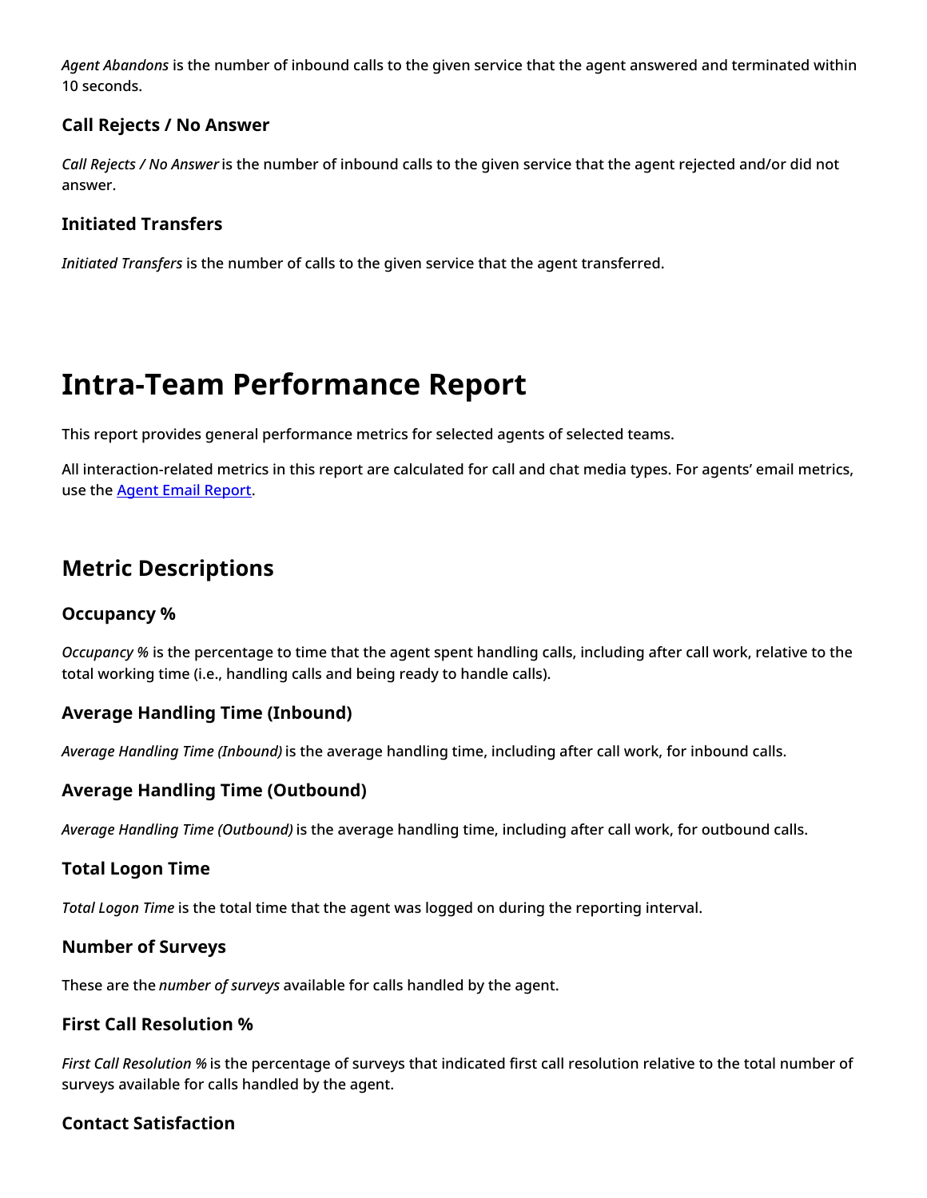*Agent Abandons* is the number of inbound calls to the given service that the agent answered and terminated within 10 seconds.

### Call Rejects / No Answer

*Call Rejects / No Answer* is the number of inbound calls to the given service that the agent rejected and/or did not answer.

### Initiated Transfers

*Initiated Transfers* is the number of calls to the given service that the agent transferred.

# Intra-Team Performance Report

This report provides general performance metrics for selected agents of selected teams.

All interaction-related metrics in this report are calculated for call and chat media types. For agents' email metrics, use the Agent Email Report.

## Metric Descriptions

### Occupancy %

*Occupancy %* is the percentage to time that the agent spent handling calls, including after call work, relative to the total working time (i.e., handling calls and being ready to handle calls).

### Average Handling Time (Inbound)

*Average Handling Time (Inbound)* is the average handling time, including after call work, for inbound calls.

### Average Handling Time (Outbound)

*Average Handling Time (Outbound)* is the average handling time, including after call work, for outbound calls.

### Total Logon Time

*Total Logon Time* is the total time that the agent was logged on during the reporting interval.

### Number of Surveys

These are the *number of surveys* available for calls handled by the agent.

### First Call Resolution %

*First Call Resolution %* is the percentage of surveys that indicated first call resolution relative to the total number of surveys available for calls handled by the agent.

### Contact Satisfaction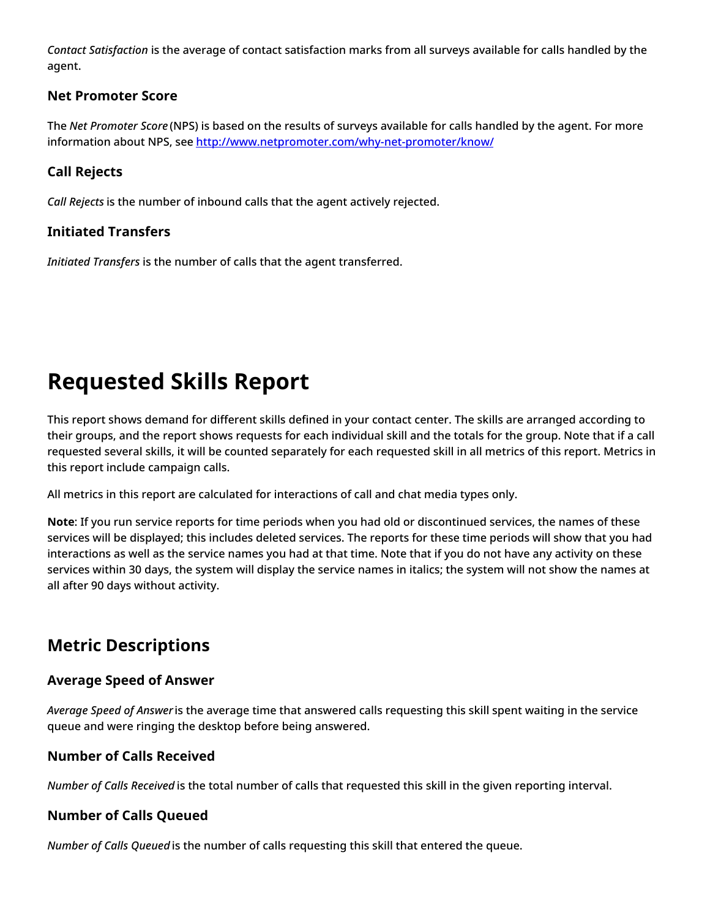*Contact Satisfaction* is the average of contact satisfaction marks from all surveys available for calls handled by the agent.

### Net Promoter Score

The *Net Promoter Score* (NPS) is based on the results of surveys available for calls handled by the agent. For more information about NPS, see [http://www.netpromoter.com/why-net-promoter/know/](http://www.netpromoter.com/why-net-promoter/know/)

### Call Rejects

*Call Rejects* is the number of inbound calls that the agent actively rejected.

### Initiated Transfers

*Initiated Transfers* is the number of calls that the agent transferred.

# Requested Skills Report

This report shows demand for different skills defined in your contact center. The skills are arranged according to their groups, and the report shows requests for each individual skill and the totals for the group. Note that if a call requested several skills, it will be counted separately for each requested skill in all metrics of this report. Metrics in this report include campaign calls.

All metrics in this report are calculated for interactions of call and chat media types only.

**Note**: If you run service reports for time periods when you had old or discontinued services, the names of these services will be displayed; this includes deleted services. The reports for these time periods will show that you had interactions as well as the service names you had at that time. Note that if you do not have any activity on these services within 30 days, the system will display the service names in italics; the system will not show the names at all after 90 days without activity.

## Metric Descriptions

### Average Speed of Answer

*Average Speed of Answer* is the average time that answered calls requesting this skill spent waiting in the service queue and were ringing the desktop before being answered.

### Number of Calls Received

*Number of Calls Received* is the total number of calls that requested this skill in the given reporting interval.

### Number of Calls Queued

*Number of Calls Queued* is the number of calls requesting this skill that entered the queue.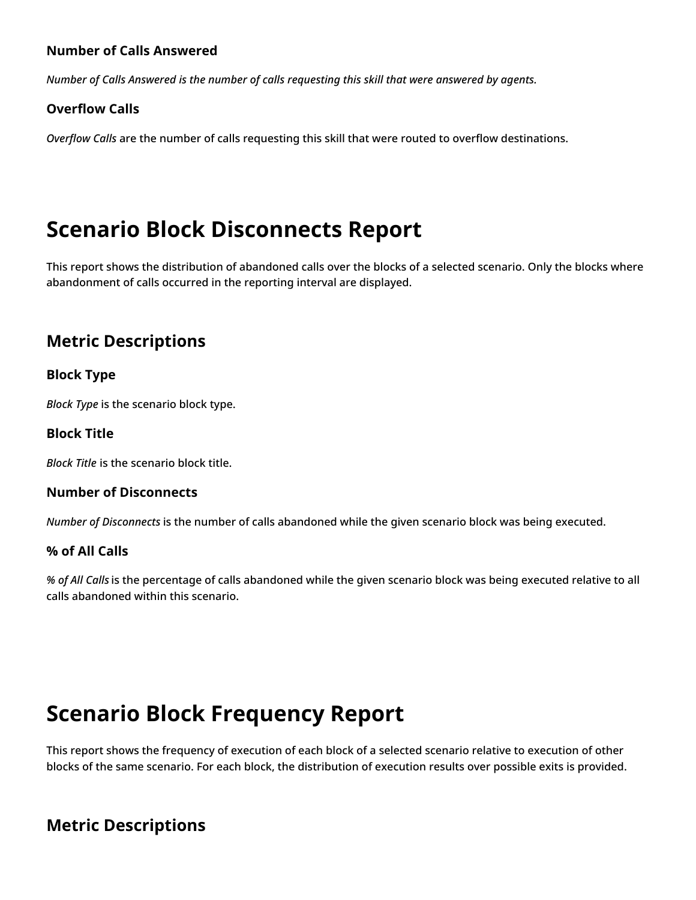### Number of Calls Answered

*Number of Calls Answered is the number of calls requesting this skill that were answered by agents.*

### Overflow Calls

*Overflow Calls* are the number of calls requesting this skill that were routed to overflow destinations.

# Scenario Block Disconnects Report

This report shows the distribution of abandoned calls over the blocks of a selected scenario. Only the blocks where abandonment of calls occurred in the reporting interval are displayed.

## Metric Descriptions

### Block Type

*Block Type* is the scenario block type.

### Block Title

*Block Title* is the scenario block title.

### Number of Disconnects

*Number of Disconnects* is the number of calls abandoned while the given scenario block was being executed.

### % of All Calls

*% of All Calls* is the percentage of calls abandoned while the given scenario block was being executed relative to all calls abandoned within this scenario.

# Scenario Block Frequency Report

This report shows the frequency of execution of each block of a selected scenario relative to execution of other blocks of the same scenario. For each block, the distribution of execution results over possible exits is provided.

## Metric Descriptions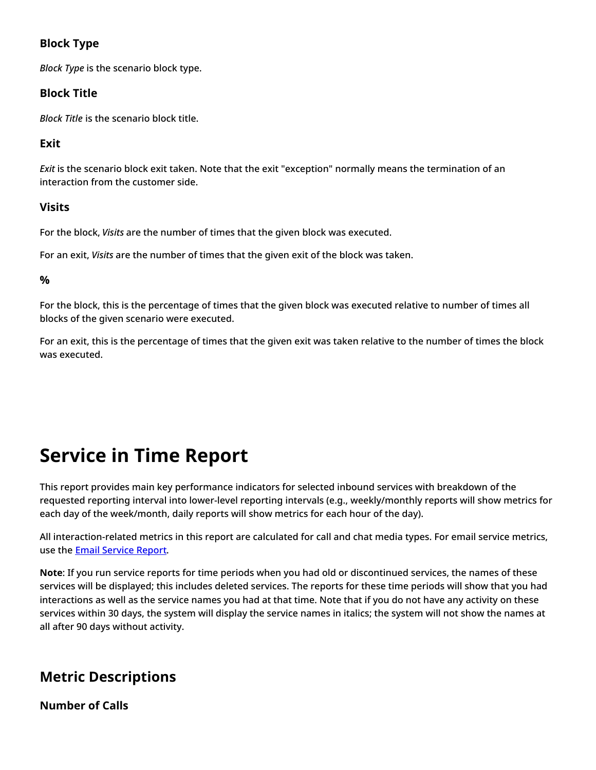### Block Type

*Block Type* is the scenario block type.

### Block Title

*Block Title* is the scenario block title.

### Exit

*Exit* is the scenario block exit taken. Note that the exit "exception" normally means the termination of an interaction from the customer side.

### Visits

For the block, *Visits* are the number of times that the given block was executed.

For an exit, *Visits* are the number of times that the given exit of the block was taken.

#### %

For the block, this is the percentage of times that the given block was executed relative to number of times all blocks of the given scenario were executed.

For an exit, this is the percentage of times that the given exit was taken relative to the number of times the block was executed.

# Service in Time Report

This report provides main key performance indicators for selected inbound services with breakdown of the requested reporting interval into lower-level reporting intervals (e.g., weekly/monthly reports will show metrics for each day of the week/month, daily reports will show metrics for each hour of the day).

All interaction-related metrics in this report are calculated for call and chat media types. For email service metrics, use the [Email Service Report](#).

**Note**: If you run service reports for time periods when you had old or discontinued services, the names of these services will be displayed; this includes deleted services. The reports for these time periods will show that you had interactions as well as the service names you had at that time. Note that if you do not have any activity on these services within 30 days, the system will display the service names in italics; the system will not show the names at all after 90 days without activity.

## Metric Descriptions

### Number of Calls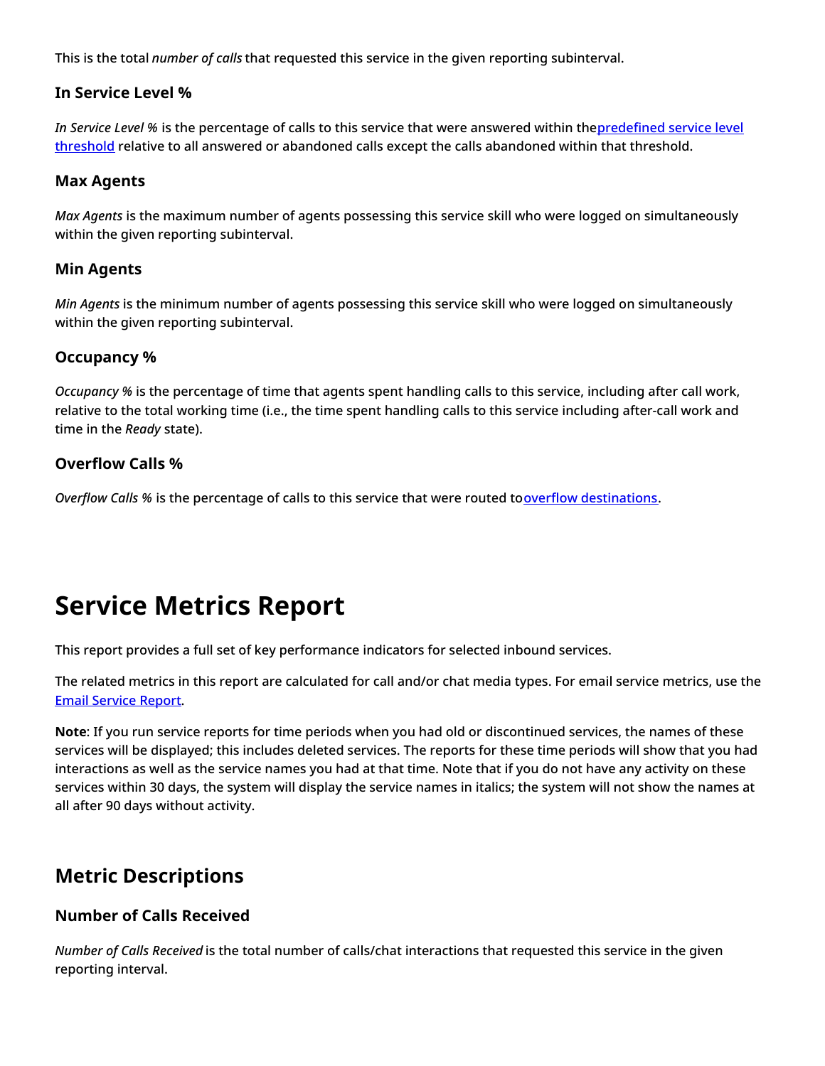This is the total *number of calls* that requested this service in the given reporting subinterval.

### In Service Level %

*In Service Level %* is the percentage of calls to this service that were answered within the predefined service level threshold relative to all answered or abandoned calls except the calls abandoned within that threshold.

### Max Agents

*Max Agents* is the maximum number of agents possessing this service skill who were logged on simultaneously within the given reporting subinterval.

### Min Agents

*Min Agents* is the minimum number of agents possessing this service skill who were logged on simultaneously within the given reporting subinterval.

### Occupancy %

*Occupancy %* is the percentage of time that agents spent handling calls to this service, including after call work, relative to the total working time (i.e., the time spent handling calls to this service including after-call work and time in the *Ready* state).

### Overflow Calls %

*Overflow Calls %* is the percentage of calls to this service that were routed to overflow destinations.

# Service Metrics Report

This report provides a full set of key performance indicators for selected inbound services.

The related metrics in this report are calculated for call and/or chat media types. For email service metrics, use the Email Service Report.

**Note**: If you run service reports for time periods when you had old or discontinued services, the names of these services will be displayed; this includes deleted services. The reports for these time periods will show that you had interactions as well as the service names you had at that time. Note that if you do not have any activity on these services within 30 days, the system will display the service names in italics; the system will not show the names at all after 90 days without activity.

## Metric Descriptions

### Number of Calls Received

*Number of Calls Received* is the total number of calls/chat interactions that requested this service in the given reporting interval.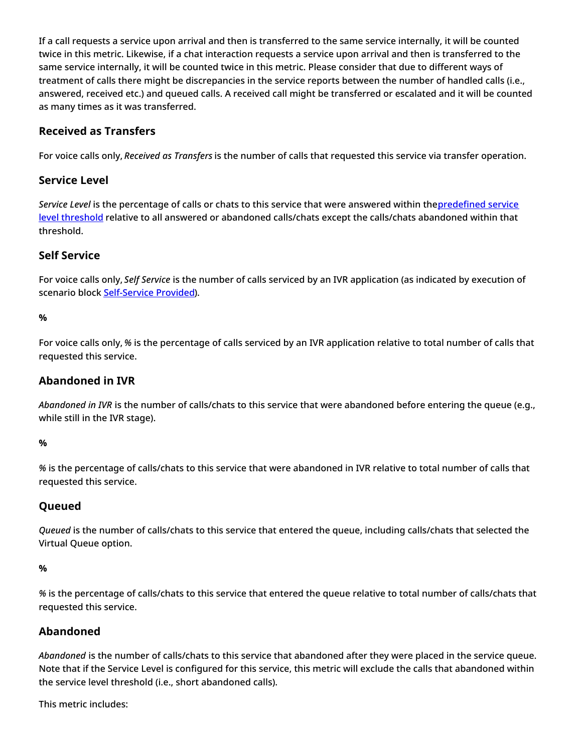If a call requests a service upon arrival and then is transferred to the same service internally, it will be counted twice in this metric. Likewise, if a chat interaction requests a service upon arrival and then is transferred to the same service internally, it will be counted twice in this metric. Please consider that due to different ways of treatment of calls there might be discrepancies in the service reports between the number of handled calls (i.e., answered, received etc.) and queued calls. A received call might be transferred or escalated and it will be counted as many times as it was transferred.

### Received as Transfers

For voice calls only, *Received as Transfers* is the number of calls that requested this service via transfer operation.

### Service Level

*Service Level* is the percentage of calls or chats to this service that were answered within the[predefined service level threshold] relative to all answered or abandoned calls/chats except the calls/chats abandoned within that threshold.

### Self Service

For voice calls only, *Self Service* is the number of calls serviced by an IVR application (as indicated by execution of scenario block [Self-Service Provided]).

**%**

For voice calls only, *%* is the percentage of calls serviced by an IVR application relative to total number of calls that requested this service.

### Abandoned in IVR

*Abandoned in IVR* is the number of calls/chats to this service that were abandoned before entering the queue (e.g., while still in the IVR stage).

**%**

*%* is the percentage of calls/chats to this service that were abandoned in IVR relative to total number of calls that requested this service.

### Queued

*Queued* is the number of calls/chats to this service that entered the queue, including calls/chats that selected the Virtual Queue option.

**%**

*%* is the percentage of calls/chats to this service that entered the queue relative to total number of calls/chats that requested this service.

### Abandoned

*Abandoned* is the number of calls/chats to this service that abandoned after they were placed in the service queue. Note that if the Service Level is configured for this service, this metric will exclude the calls that abandoned within the service level threshold (i.e., short abandoned calls).

This metric includes: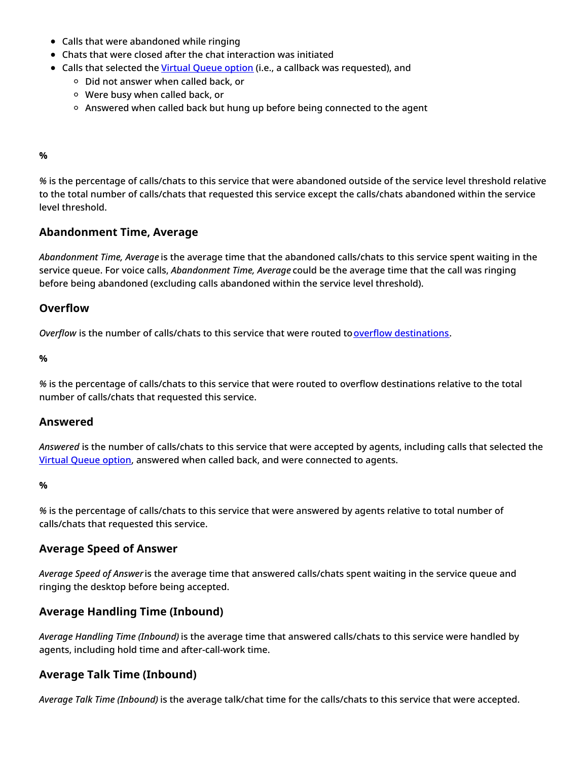- Calls that were abandoned while ringing
- Chats that were closed after the chat interaction was initiated
- Calls that selected the Virtual Queue option (i.e., a callback was requested), and
  - Did not answer when called back, or
  - Were busy when called back, or
  - Answered when called back but hung up before being connected to the agent

**%**

*%* is the percentage of calls/chats to this service that were abandoned outside of the service level threshold relative to the total number of calls/chats that requested this service except the calls/chats abandoned within the service level threshold.

### Abandonment Time, Average

*Abandonment Time, Average* is the average time that the abandoned calls/chats to this service spent waiting in the service queue. For voice calls, *Abandonment Time, Average* could be the average time that the call was ringing before being abandoned (excluding calls abandoned within the service level threshold).

### Overflow

*Overflow* is the number of calls/chats to this service that were routed to overflow destinations.

**%**

*%* is the percentage of calls/chats to this service that were routed to overflow destinations relative to the total number of calls/chats that requested this service.

### Answered

*Answered* is the number of calls/chats to this service that were accepted by agents, including calls that selected the Virtual Queue option, answered when called back, and were connected to agents.

**%**

*%* is the percentage of calls/chats to this service that were answered by agents relative to total number of calls/chats that requested this service.

### Average Speed of Answer

*Average Speed of Answer* is the average time that answered calls/chats spent waiting in the service queue and ringing the desktop before being accepted.

### Average Handling Time (Inbound)

*Average Handling Time (Inbound)* is the average time that answered calls/chats to this service were handled by agents, including hold time and after-call-work time.

### Average Talk Time (Inbound)

*Average Talk Time (Inbound)* is the average talk/chat time for the calls/chats to this service that were accepted.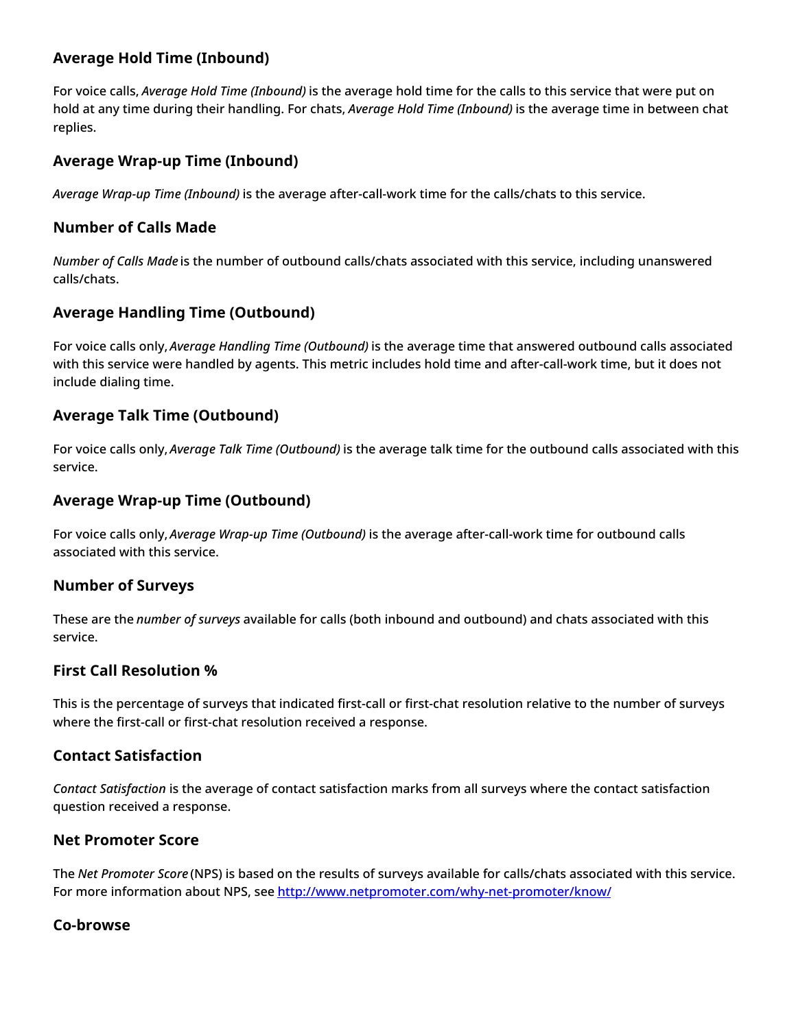### Average Hold Time (Inbound)

For voice calls, *Average Hold Time (Inbound)* is the average hold time for the calls to this service that were put on hold at any time during their handling. For chats, *Average Hold Time (Inbound)* is the average time in between chat replies.

### Average Wrap-up Time (Inbound)

*Average Wrap-up Time (Inbound)* is the average after-call-work time for the calls/chats to this service.

### Number of Calls Made

*Number of Calls Made* is the number of outbound calls/chats associated with this service, including unanswered calls/chats.

### Average Handling Time (Outbound)

For voice calls only, *Average Handling Time (Outbound)* is the average time that answered outbound calls associated with this service were handled by agents. This metric includes hold time and after-call-work time, but it does not include dialing time.

### Average Talk Time (Outbound)

For voice calls only, *Average Talk Time (Outbound)* is the average talk time for the outbound calls associated with this service.

### Average Wrap-up Time (Outbound)

For voice calls only, *Average Wrap-up Time (Outbound)* is the average after-call-work time for outbound calls associated with this service.

### Number of Surveys

These are the *number of surveys* available for calls (both inbound and outbound) and chats associated with this service.

### First Call Resolution %

This is the percentage of surveys that indicated first-call or first-chat resolution relative to the number of surveys where the first-call or first-chat resolution received a response.

### Contact Satisfaction

*Contact Satisfaction* is the average of contact satisfaction marks from all surveys where the contact satisfaction question received a response.

### Net Promoter Score

The *Net Promoter Score* (NPS) is based on the results of surveys available for calls/chats associated with this service. For more information about NPS, see [http://www.netpromoter.com/why-net-promoter/know/](http://www.netpromoter.com/why-net-promoter/know/)

### Co-browse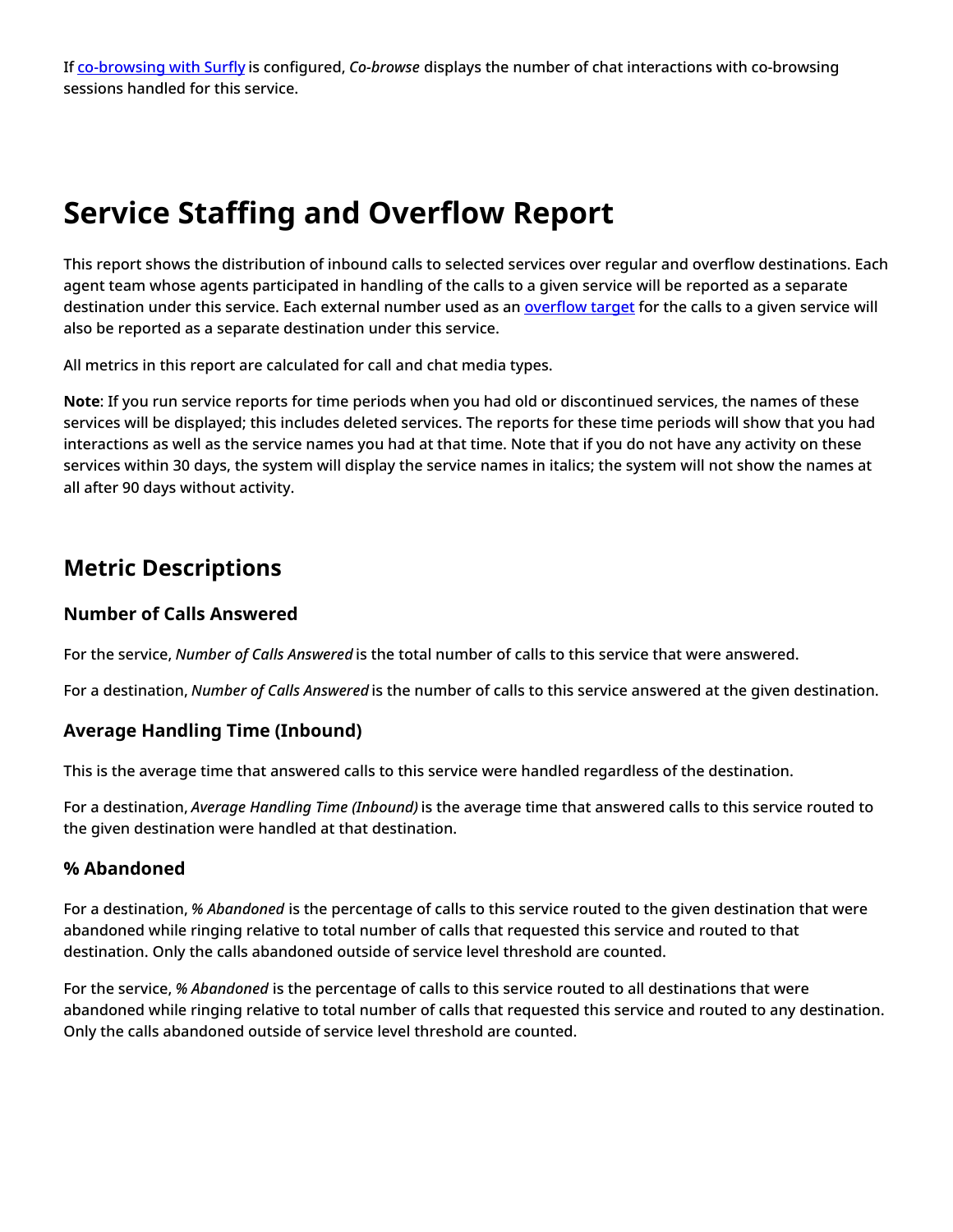If [co-browsing with Surfly](#) is configured, *Co-browse* displays the number of chat interactions with co-browsing sessions handled for this service.

# Service Staffing and Overflow Report

This report shows the distribution of inbound calls to selected services over regular and overflow destinations. Each agent team whose agents participated in handling of the calls to a given service will be reported as a separate destination under this service. Each external number used as an [overflow target](#) for the calls to a given service will also be reported as a separate destination under this service.

All metrics in this report are calculated for call and chat media types.

**Note**: If you run service reports for time periods when you had old or discontinued services, the names of these services will be displayed; this includes deleted services. The reports for these time periods will show that you had interactions as well as the service names you had at that time. Note that if you do not have any activity on these services within 30 days, the system will display the service names in italics; the system will not show the names at all after 90 days without activity.

## Metric Descriptions

### Number of Calls Answered

For the service, *Number of Calls Answered* is the total number of calls to this service that were answered.

For a destination, *Number of Calls Answered* is the number of calls to this service answered at the given destination.

### Average Handling Time (Inbound)

This is the average time that answered calls to this service were handled regardless of the destination.

For a destination, *Average Handling Time (Inbound)* is the average time that answered calls to this service routed to the given destination were handled at that destination.

### % Abandoned

For a destination, *% Abandoned* is the percentage of calls to this service routed to the given destination that were abandoned while ringing relative to total number of calls that requested this service and routed to that destination. Only the calls abandoned outside of service level threshold are counted.

For the service, *% Abandoned* is the percentage of calls to this service routed to all destinations that were abandoned while ringing relative to total number of calls that requested this service and routed to any destination. Only the calls abandoned outside of service level threshold are counted.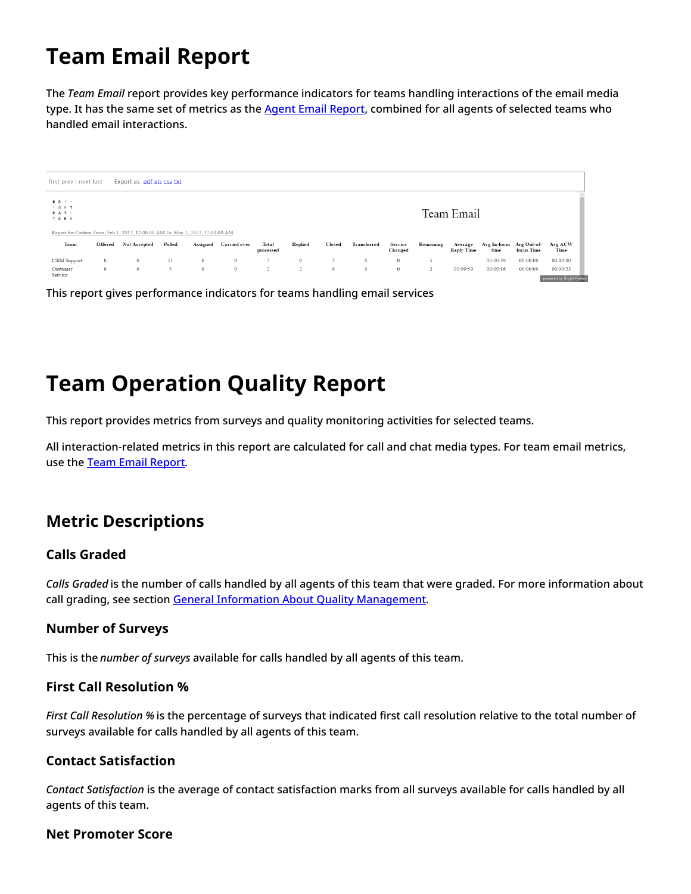# Team Email Report

The *Team Email* report provides key performance indicators for teams handling interactions of the email media type. It has the same set of metrics as the Agent Email Report, combined for all agents of selected teams who handled email interactions.

first prev | next last    Export as: pdf xls csv txt

Team Email

Report for Custom From: Feb 1, 2017, 12:00:00 AM To: May 1, 2017, 12:00:00 AM

| Team | Offered | Not Accepted | Pulled | Assigned | Carried over | Total processed | Replied | Closed | Transferred | Service Changed | Remaining | Average Reply Time | Avg In-focus time | Avg Out-of-focus Time | Avg ACW Time |
|---|---|---|---|---|---|---|---|---|---|---|---|---|---|---|---|
| CSIM Support | 0 | 0 | 11 | 0 | 0 | 2 | 0 | 2 | 0 | 0 | 5 | | 00:00:39 | 00:00:00 | 00:00:00 |
| Customer Service | 0 | 0 | 5 | 0 | 0 | 2 | 2 | 0 | 0 | 0 | 2 | 00:09:59 | 00:09:16 | 00:00:00 | 00:00:23 |

This report gives performance indicators for teams handling email services

# Team Operation Quality Report

This report provides metrics from surveys and quality monitoring activities for selected teams.

All interaction-related metrics in this report are calculated for call and chat media types. For team email metrics, use the Team Email Report.

## Metric Descriptions

### Calls Graded

*Calls Graded* is the number of calls handled by all agents of this team that were graded. For more information about call grading, see section General Information About Quality Management.

### Number of Surveys

This is the *number of surveys* available for calls handled by all agents of this team.

### First Call Resolution %

*First Call Resolution %* is the percentage of surveys that indicated first call resolution relative to the total number of surveys available for calls handled by all agents of this team.

### Contact Satisfaction

*Contact Satisfaction* is the average of contact satisfaction marks from all surveys available for calls handled by all agents of this team.

### Net Promoter Score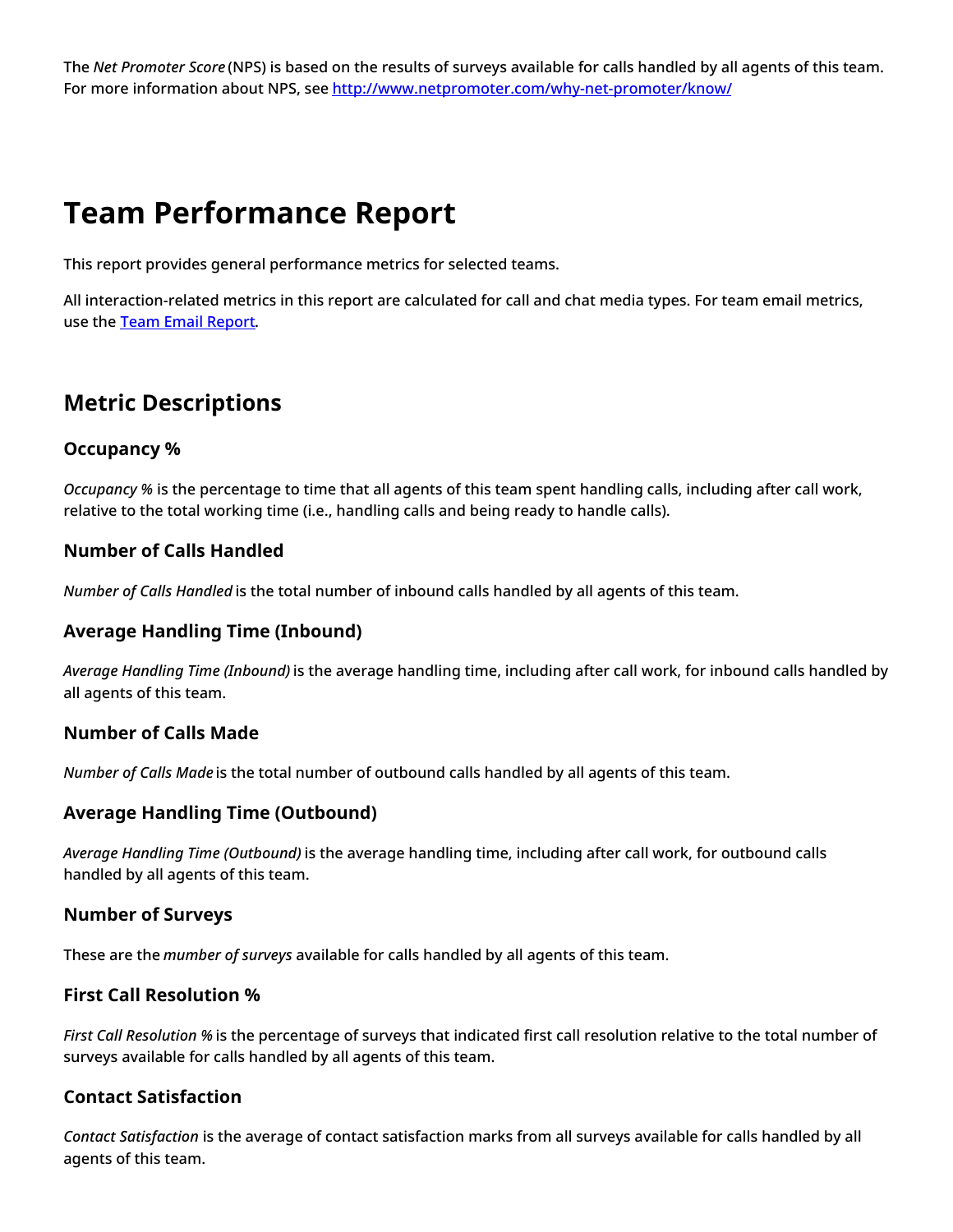The *Net Promoter Score* (NPS) is based on the results of surveys available for calls handled by all agents of this team. For more information about NPS, see [http://www.netpromoter.com/why-net-promoter/know/](http://www.netpromoter.com/why-net-promoter/know/)

# Team Performance Report

This report provides general performance metrics for selected teams.

All interaction-related metrics in this report are calculated for call and chat media types. For team email metrics, use the [Team Email Report](#).

## Metric Descriptions

### Occupancy %

*Occupancy %* is the percentage to time that all agents of this team spent handling calls, including after call work, relative to the total working time (i.e., handling calls and being ready to handle calls).

### Number of Calls Handled

*Number of Calls Handled* is the total number of inbound calls handled by all agents of this team.

### Average Handling Time (Inbound)

*Average Handling Time (Inbound)* is the average handling time, including after call work, for inbound calls handled by all agents of this team.

### Number of Calls Made

*Number of Calls Made* is the total number of outbound calls handled by all agents of this team.

### Average Handling Time (Outbound)

*Average Handling Time (Outbound)* is the average handling time, including after call work, for outbound calls handled by all agents of this team.

### Number of Surveys

These are the *mumber of surveys* available for calls handled by all agents of this team.

### First Call Resolution %

*First Call Resolution %* is the percentage of surveys that indicated first call resolution relative to the total number of surveys available for calls handled by all agents of this team.

### Contact Satisfaction

*Contact Satisfaction* is the average of contact satisfaction marks from all surveys available for calls handled by all agents of this team.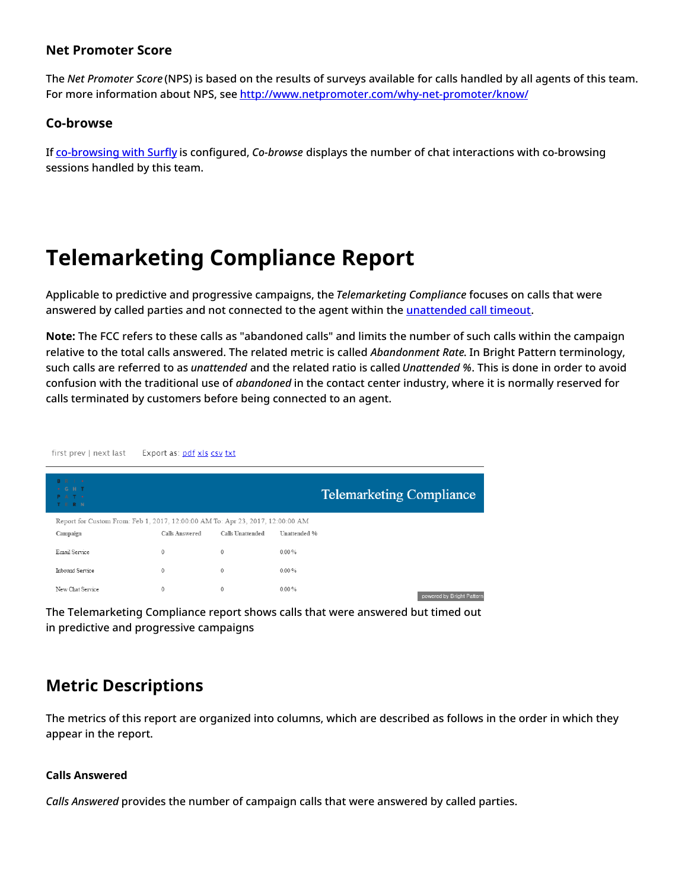### Net Promoter Score

The *Net Promoter Score* (NPS) is based on the results of surveys available for calls handled by all agents of this team. For more information about NPS, see [http://www.netpromoter.com/why-net-promoter/know/](http://www.netpromoter.com/why-net-promoter/know/)

### Co-browse

If [co-browsing with Surfly](#) is configured, *Co-browse* displays the number of chat interactions with co-browsing sessions handled by this team.

# Telemarketing Compliance Report

Applicable to predictive and progressive campaigns, the *Telemarketing Compliance* focuses on calls that were answered by called parties and not connected to the agent within the [unattended call timeout](#).

**Note:** The FCC refers to these calls as "abandoned calls" and limits the number of such calls within the campaign relative to the total calls answered. The related metric is called *Abandonment Rate.* In Bright Pattern terminology, such calls are referred to as *unattended* and the related ratio is called *Unattended %*. This is done in order to avoid confusion with the traditional use of *abandoned* in the contact center industry, where it is normally reserved for calls terminated by customers before being connected to an agent.

first prev | next last    Export as: pdf xls csv txt

**Telemarketing Compliance**

Report for Custom From: Feb 1, 2017, 12:00:00 AM To: Apr 23, 2017, 12:00:00 AM

| Campaign | Calls Answered | Calls Unattended | Unattended % |
| --- | --- | --- | --- |
| Email Service | 0 | 0 | 0.00 % |
| Inbound Service | 0 | 0 | 0.00 % |
| New Chat Service | 0 | 0 | 0.00 % |

powered by Bright Pattern

The Telemarketing Compliance report shows calls that were answered but timed out in predictive and progressive campaigns

## Metric Descriptions

The metrics of this report are organized into columns, which are described as follows in the order in which they appear in the report.

### Calls Answered

*Calls Answered* provides the number of campaign calls that were answered by called parties.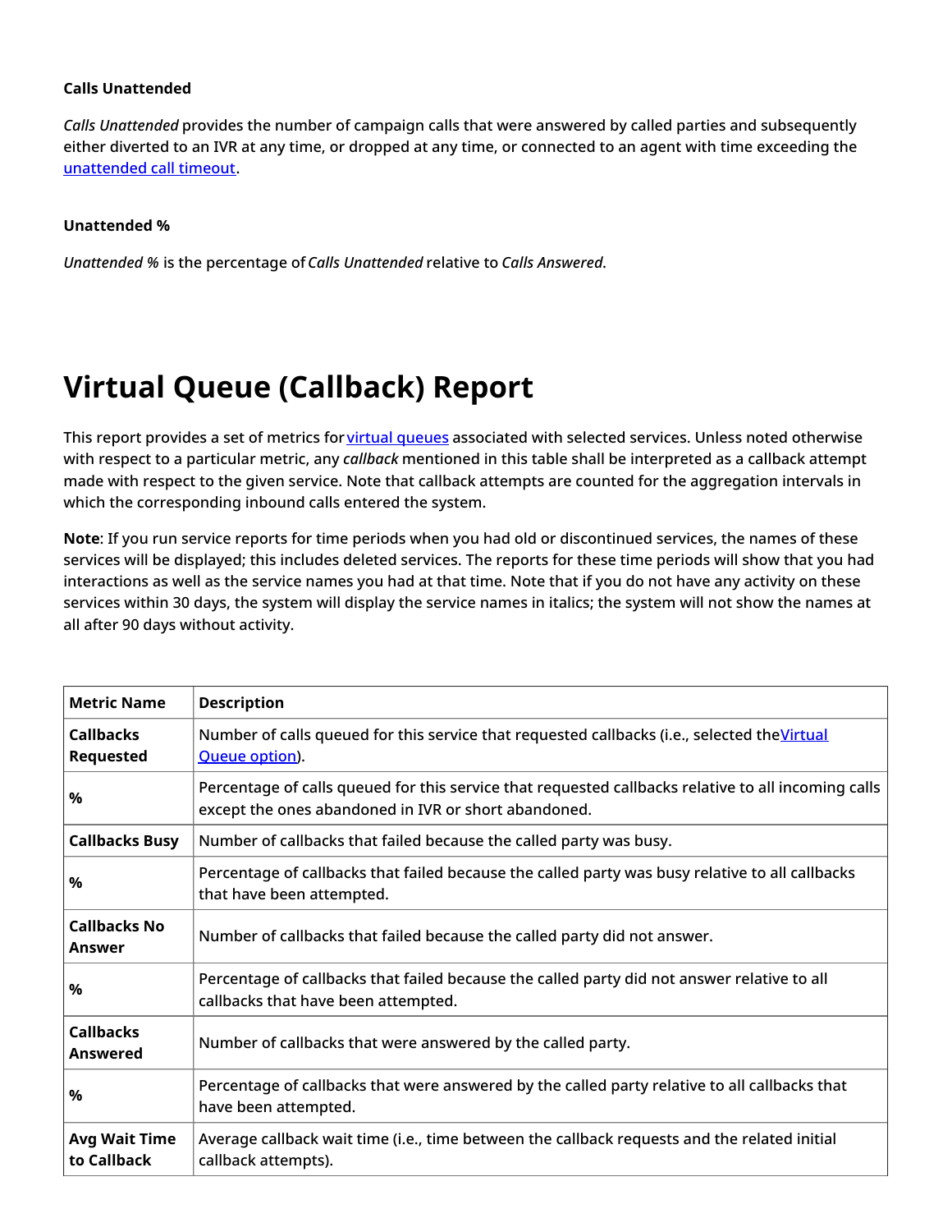### Calls Unattended

*Calls Unattended* provides the number of campaign calls that were answered by called parties and subsequently either diverted to an IVR at any time, or dropped at any time, or connected to an agent with time exceeding the unattended call timeout.

### Unattended %

*Unattended %* is the percentage of *Calls Unattended* relative to *Calls Answered*.

# Virtual Queue (Callback) Report

This report provides a set of metrics for virtual queues associated with selected services. Unless noted otherwise with respect to a particular metric, any *callback* mentioned in this table shall be interpreted as a callback attempt made with respect to the given service. Note that callback attempts are counted for the aggregation intervals in which the corresponding inbound calls entered the system.

**Note**: If you run service reports for time periods when you had old or discontinued services, the names of these services will be displayed; this includes deleted services. The reports for these time periods will show that you had interactions as well as the service names you had at that time. Note that if you do not have any activity on these services within 30 days, the system will display the service names in italics; the system will not show the names at all after 90 days without activity.

| Metric Name | Description |
|---|---|
| **Callbacks Requested** | Number of calls queued for this service that requested callbacks (i.e., selected the Virtual Queue option). |
| **%** | Percentage of calls queued for this service that requested callbacks relative to all incoming calls except the ones abandoned in IVR or short abandoned. |
| **Callbacks Busy** | Number of callbacks that failed because the called party was busy. |
| **%** | Percentage of callbacks that failed because the called party was busy relative to all callbacks that have been attempted. |
| **Callbacks No Answer** | Number of callbacks that failed because the called party did not answer. |
| **%** | Percentage of callbacks that failed because the called party did not answer relative to all callbacks that have been attempted. |
| **Callbacks Answered** | Number of callbacks that were answered by the called party. |
| **%** | Percentage of callbacks that were answered by the called party relative to all callbacks that have been attempted. |
| **Avg Wait Time to Callback** | Average callback wait time (i.e., time between the callback requests and the related initial callback attempts). |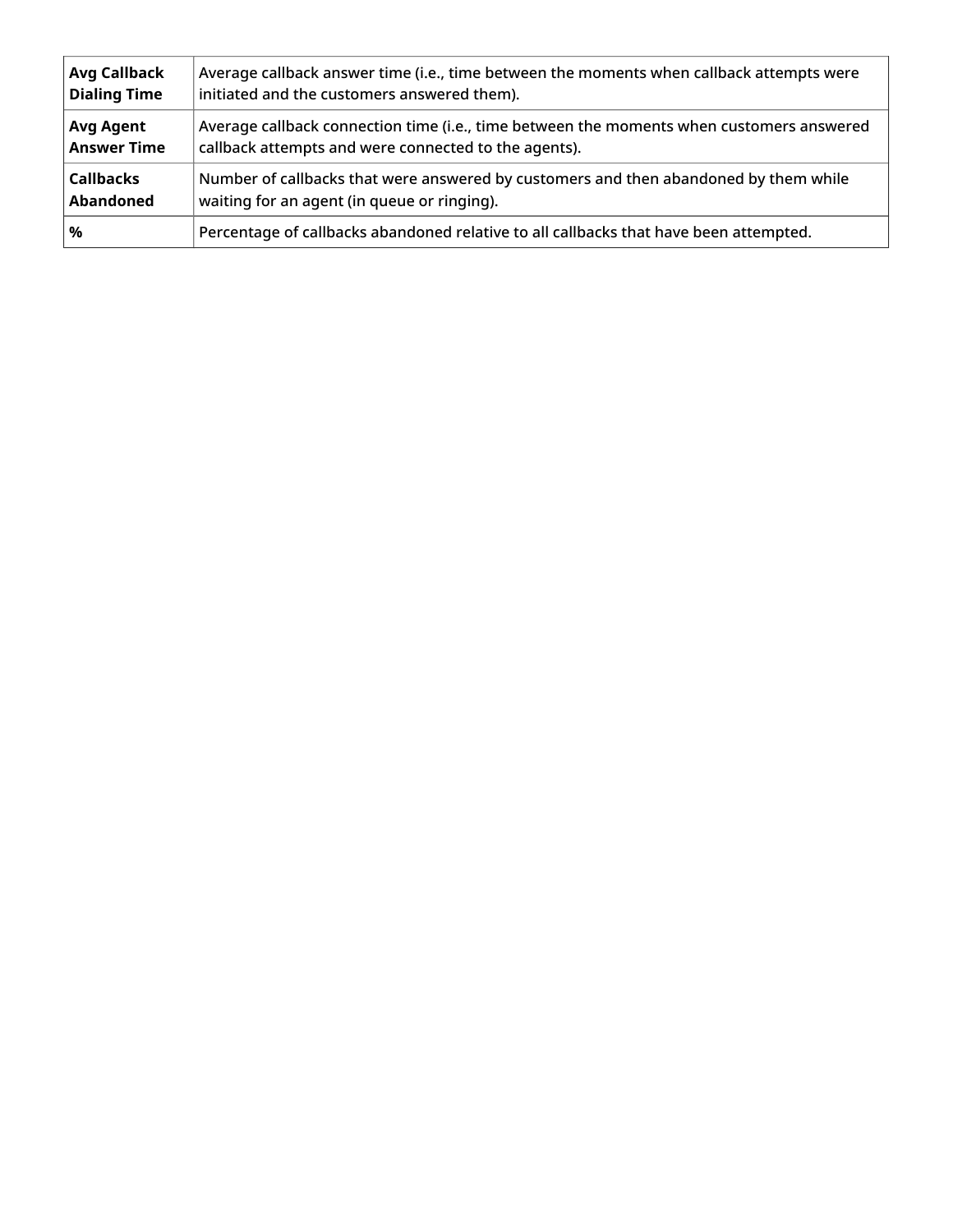| | |
|---|---|
| **Avg Callback Dialing Time** | Average callback answer time (i.e., time between the moments when callback attempts were initiated and the customers answered them). |
| **Avg Agent Answer Time** | Average callback connection time (i.e., time between the moments when customers answered callback attempts and were connected to the agents). |
| **Callbacks Abandoned** | Number of callbacks that were answered by customers and then abandoned by them while waiting for an agent (in queue or ringing). |
| **%** | Percentage of callbacks abandoned relative to all callbacks that have been attempted. |